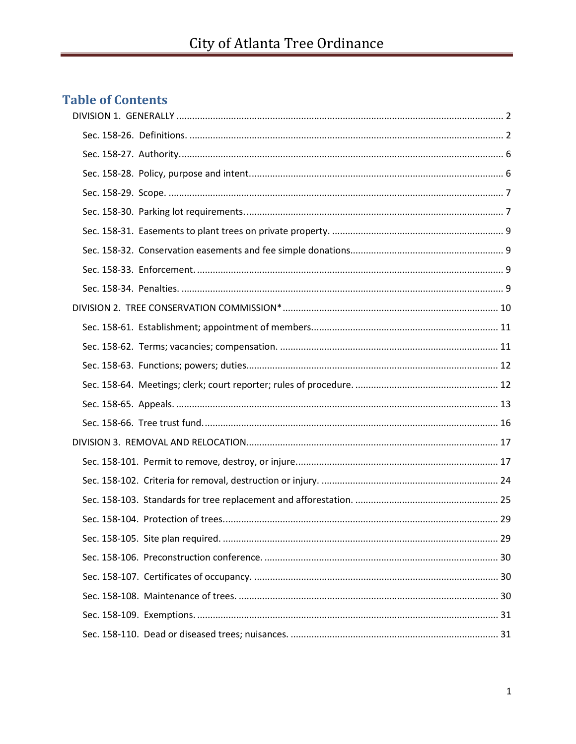# City of Atlanta Tree Ordinance

## Table of Contents

- DIVISION 1. GENERALLY ..... 2
  - Sec. 158-26. Definitions. ..... 2
  - Sec. 158-27. Authority. ..... 6
  - Sec. 158-28. Policy, purpose and intent. ..... 6
  - Sec. 158-29. Scope. ..... 7
  - Sec. 158-30. Parking lot requirements. ..... 7
  - Sec. 158-31. Easements to plant trees on private property. ..... 9
  - Sec. 158-32. Conservation easements and fee simple donations ..... 9
  - Sec. 158-33. Enforcement. ..... 9
  - Sec. 158-34. Penalties. ..... 9
- DIVISION 2. TREE CONSERVATION COMMISSION* ..... 10
  - Sec. 158-61. Establishment; appointment of members. ..... 11
  - Sec. 158-62. Terms; vacancies; compensation. ..... 11
  - Sec. 158-63. Functions; powers; duties ..... 12
  - Sec. 158-64. Meetings; clerk; court reporter; rules of procedure. ..... 12
  - Sec. 158-65. Appeals. ..... 13
  - Sec. 158-66. Tree trust fund. ..... 16
- DIVISION 3. REMOVAL AND RELOCATION ..... 17
  - Sec. 158-101. Permit to remove, destroy, or injure. ..... 17
  - Sec. 158-102. Criteria for removal, destruction or injury. ..... 24
  - Sec. 158-103. Standards for tree replacement and afforestation. ..... 25
  - Sec. 158-104. Protection of trees. ..... 29
  - Sec. 158-105. Site plan required. ..... 29
  - Sec. 158-106. Preconstruction conference. ..... 30
  - Sec. 158-107. Certificates of occupancy. ..... 30
  - Sec. 158-108. Maintenance of trees. ..... 30
  - Sec. 158-109. Exemptions. ..... 31
  - Sec. 158-110. Dead or diseased trees; nuisances. ..... 31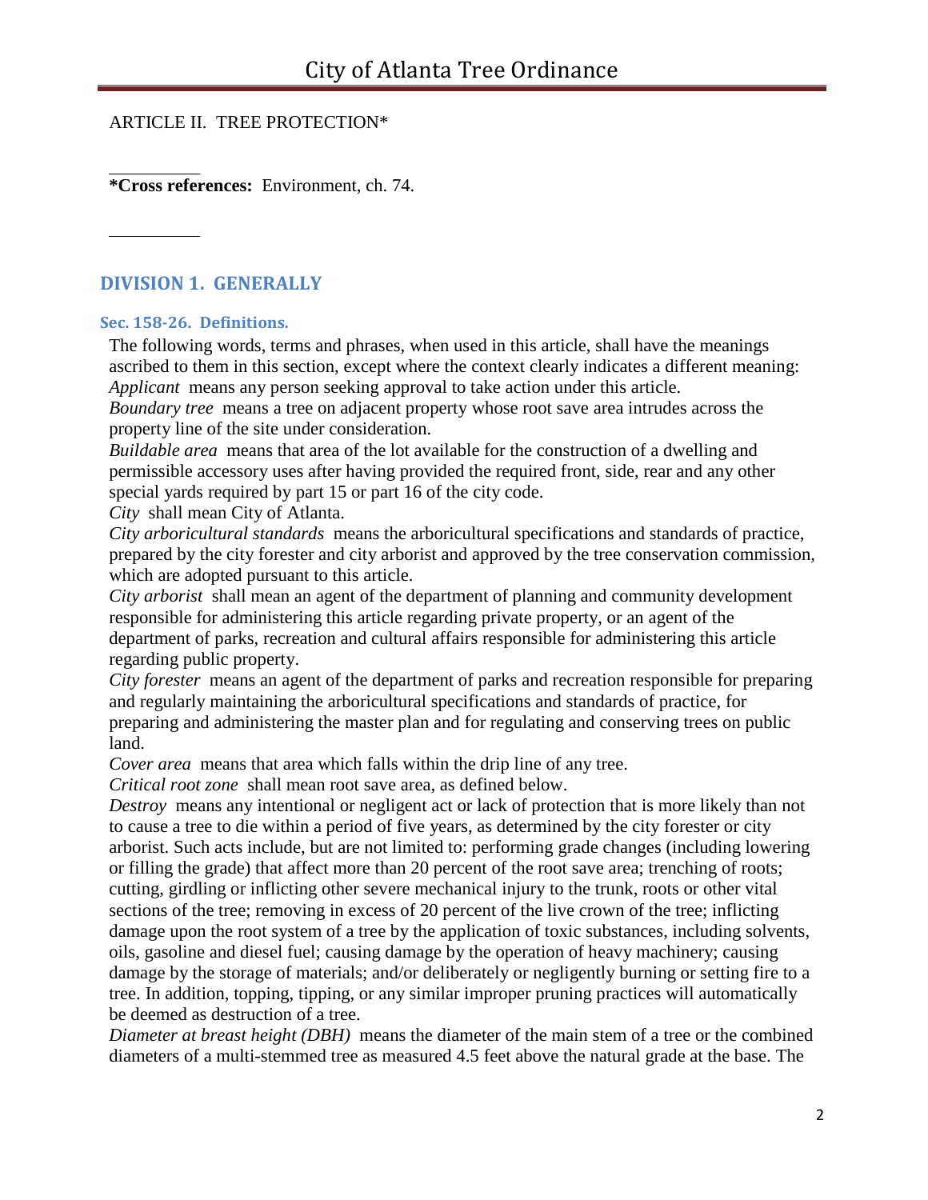ARTICLE II. TREE PROTECTION*

**\*Cross references:** Environment, ch. 74.

## DIVISION 1. GENERALLY

### Sec. 158-26. Definitions.

The following words, terms and phrases, when used in this article, shall have the meanings ascribed to them in this section, except where the context clearly indicates a different meaning:

*Applicant* means any person seeking approval to take action under this article.

*Boundary tree* means a tree on adjacent property whose root save area intrudes across the property line of the site under consideration.

*Buildable area* means that area of the lot available for the construction of a dwelling and permissible accessory uses after having provided the required front, side, rear and any other special yards required by part 15 or part 16 of the city code.

*City* shall mean City of Atlanta.

*City arboricultural standards* means the arboricultural specifications and standards of practice, prepared by the city forester and city arborist and approved by the tree conservation commission, which are adopted pursuant to this article.

*City arborist* shall mean an agent of the department of planning and community development responsible for administering this article regarding private property, or an agent of the department of parks, recreation and cultural affairs responsible for administering this article regarding public property.

*City forester* means an agent of the department of parks and recreation responsible for preparing and regularly maintaining the arboricultural specifications and standards of practice, for preparing and administering the master plan and for regulating and conserving trees on public land.

*Cover area* means that area which falls within the drip line of any tree.

*Critical root zone* shall mean root save area, as defined below.

*Destroy* means any intentional or negligent act or lack of protection that is more likely than not to cause a tree to die within a period of five years, as determined by the city forester or city arborist. Such acts include, but are not limited to: performing grade changes (including lowering or filling the grade) that affect more than 20 percent of the root save area; trenching of roots; cutting, girdling or inflicting other severe mechanical injury to the trunk, roots or other vital sections of the tree; removing in excess of 20 percent of the live crown of the tree; inflicting damage upon the root system of a tree by the application of toxic substances, including solvents, oils, gasoline and diesel fuel; causing damage by the operation of heavy machinery; causing damage by the storage of materials; and/or deliberately or negligently burning or setting fire to a tree. In addition, topping, tipping, or any similar improper pruning practices will automatically be deemed as destruction of a tree.

*Diameter at breast height (DBH)* means the diameter of the main stem of a tree or the combined diameters of a multi-stemmed tree as measured 4.5 feet above the natural grade at the base. The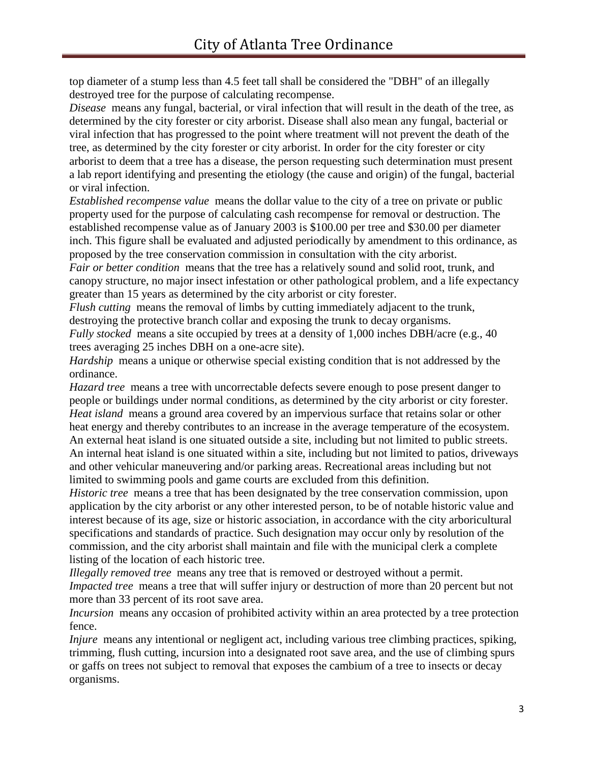top diameter of a stump less than 4.5 feet tall shall be considered the "DBH" of an illegally destroyed tree for the purpose of calculating recompense.

*Disease* means any fungal, bacterial, or viral infection that will result in the death of the tree, as determined by the city forester or city arborist. Disease shall also mean any fungal, bacterial or viral infection that has progressed to the point where treatment will not prevent the death of the tree, as determined by the city forester or city arborist. In order for the city forester or city arborist to deem that a tree has a disease, the person requesting such determination must present a lab report identifying and presenting the etiology (the cause and origin) of the fungal, bacterial or viral infection.

*Established recompense value* means the dollar value to the city of a tree on private or public property used for the purpose of calculating cash recompense for removal or destruction. The established recompense value as of January 2003 is $100.00 per tree and $30.00 per diameter inch. This figure shall be evaluated and adjusted periodically by amendment to this ordinance, as proposed by the tree conservation commission in consultation with the city arborist.

*Fair or better condition* means that the tree has a relatively sound and solid root, trunk, and canopy structure, no major insect infestation or other pathological problem, and a life expectancy greater than 15 years as determined by the city arborist or city forester.

*Flush cutting* means the removal of limbs by cutting immediately adjacent to the trunk, destroying the protective branch collar and exposing the trunk to decay organisms.

*Fully stocked* means a site occupied by trees at a density of 1,000 inches DBH/acre (e.g., 40 trees averaging 25 inches DBH on a one-acre site).

*Hardship* means a unique or otherwise special existing condition that is not addressed by the ordinance.

*Hazard tree* means a tree with uncorrectable defects severe enough to pose present danger to people or buildings under normal conditions, as determined by the city arborist or city forester.

*Heat island* means a ground area covered by an impervious surface that retains solar or other heat energy and thereby contributes to an increase in the average temperature of the ecosystem. An external heat island is one situated outside a site, including but not limited to public streets. An internal heat island is one situated within a site, including but not limited to patios, driveways and other vehicular maneuvering and/or parking areas. Recreational areas including but not limited to swimming pools and game courts are excluded from this definition.

*Historic tree* means a tree that has been designated by the tree conservation commission, upon application by the city arborist or any other interested person, to be of notable historic value and interest because of its age, size or historic association, in accordance with the city arboricultural specifications and standards of practice. Such designation may occur only by resolution of the commission, and the city arborist shall maintain and file with the municipal clerk a complete listing of the location of each historic tree.

*Illegally removed tree* means any tree that is removed or destroyed without a permit.

*Impacted tree* means a tree that will suffer injury or destruction of more than 20 percent but not more than 33 percent of its root save area.

*Incursion* means any occasion of prohibited activity within an area protected by a tree protection fence.

*Injure* means any intentional or negligent act, including various tree climbing practices, spiking, trimming, flush cutting, incursion into a designated root save area, and the use of climbing spurs or gaffs on trees not subject to removal that exposes the cambium of a tree to insects or decay organisms.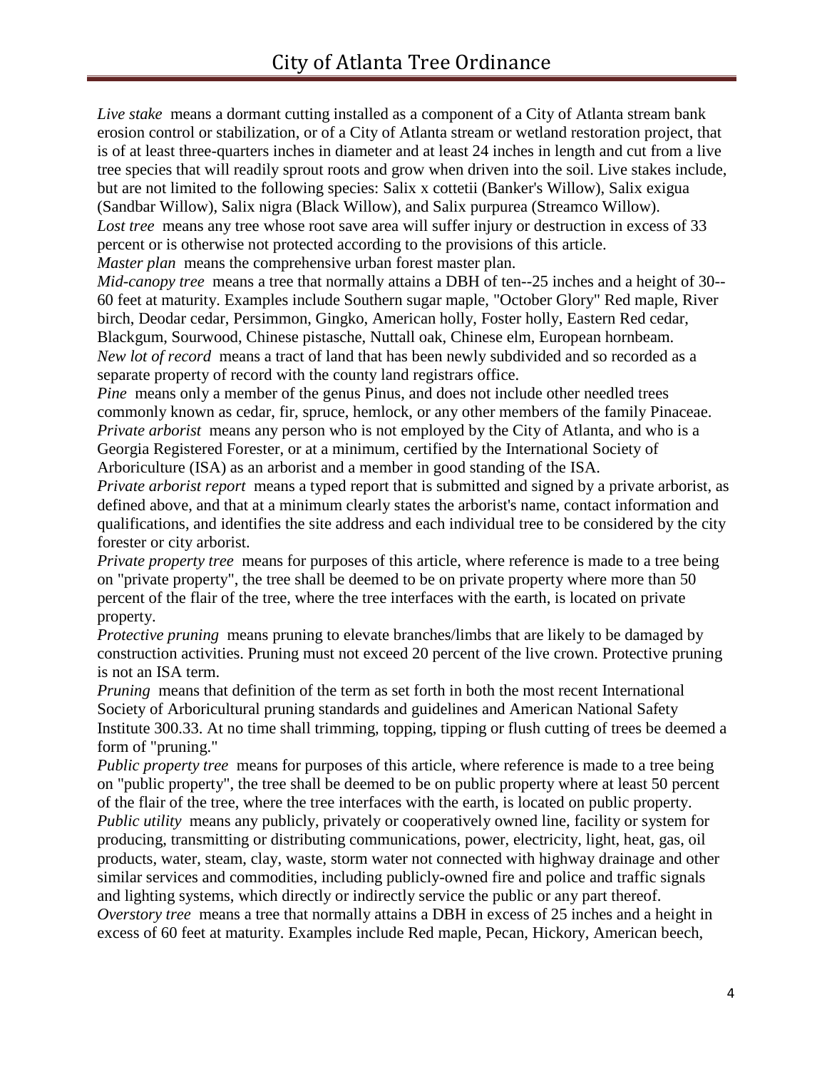*Live stake* means a dormant cutting installed as a component of a City of Atlanta stream bank erosion control or stabilization, or of a City of Atlanta stream or wetland restoration project, that is of at least three-quarters inches in diameter and at least 24 inches in length and cut from a live tree species that will readily sprout roots and grow when driven into the soil. Live stakes include, but are not limited to the following species: Salix x cottetii (Banker's Willow), Salix exigua (Sandbar Willow), Salix nigra (Black Willow), and Salix purpurea (Streamco Willow).

*Lost tree* means any tree whose root save area will suffer injury or destruction in excess of 33 percent or is otherwise not protected according to the provisions of this article.

*Master plan* means the comprehensive urban forest master plan.

*Mid-canopy tree* means a tree that normally attains a DBH of ten--25 inches and a height of 30--60 feet at maturity. Examples include Southern sugar maple, "October Glory" Red maple, River birch, Deodar cedar, Persimmon, Gingko, American holly, Foster holly, Eastern Red cedar, Blackgum, Sourwood, Chinese pistasche, Nuttall oak, Chinese elm, European hornbeam.

*New lot of record* means a tract of land that has been newly subdivided and so recorded as a separate property of record with the county land registrars office.

*Pine* means only a member of the genus Pinus, and does not include other needled trees commonly known as cedar, fir, spruce, hemlock, or any other members of the family Pinaceae.

*Private arborist* means any person who is not employed by the City of Atlanta, and who is a Georgia Registered Forester, or at a minimum, certified by the International Society of Arboriculture (ISA) as an arborist and a member in good standing of the ISA.

*Private arborist report* means a typed report that is submitted and signed by a private arborist, as defined above, and that at a minimum clearly states the arborist's name, contact information and qualifications, and identifies the site address and each individual tree to be considered by the city forester or city arborist.

*Private property tree* means for purposes of this article, where reference is made to a tree being on "private property", the tree shall be deemed to be on private property where more than 50 percent of the flair of the tree, where the tree interfaces with the earth, is located on private property.

*Protective pruning* means pruning to elevate branches/limbs that are likely to be damaged by construction activities. Pruning must not exceed 20 percent of the live crown. Protective pruning is not an ISA term.

*Pruning* means that definition of the term as set forth in both the most recent International Society of Arboricultural pruning standards and guidelines and American National Safety Institute 300.33. At no time shall trimming, topping, tipping or flush cutting of trees be deemed a form of "pruning."

*Public property tree* means for purposes of this article, where reference is made to a tree being on "public property", the tree shall be deemed to be on public property where at least 50 percent of the flair of the tree, where the tree interfaces with the earth, is located on public property.

*Public utility* means any publicly, privately or cooperatively owned line, facility or system for producing, transmitting or distributing communications, power, electricity, light, heat, gas, oil products, water, steam, clay, waste, storm water not connected with highway drainage and other similar services and commodities, including publicly-owned fire and police and traffic signals and lighting systems, which directly or indirectly service the public or any part thereof.

*Overstory tree* means a tree that normally attains a DBH in excess of 25 inches and a height in excess of 60 feet at maturity. Examples include Red maple, Pecan, Hickory, American beech,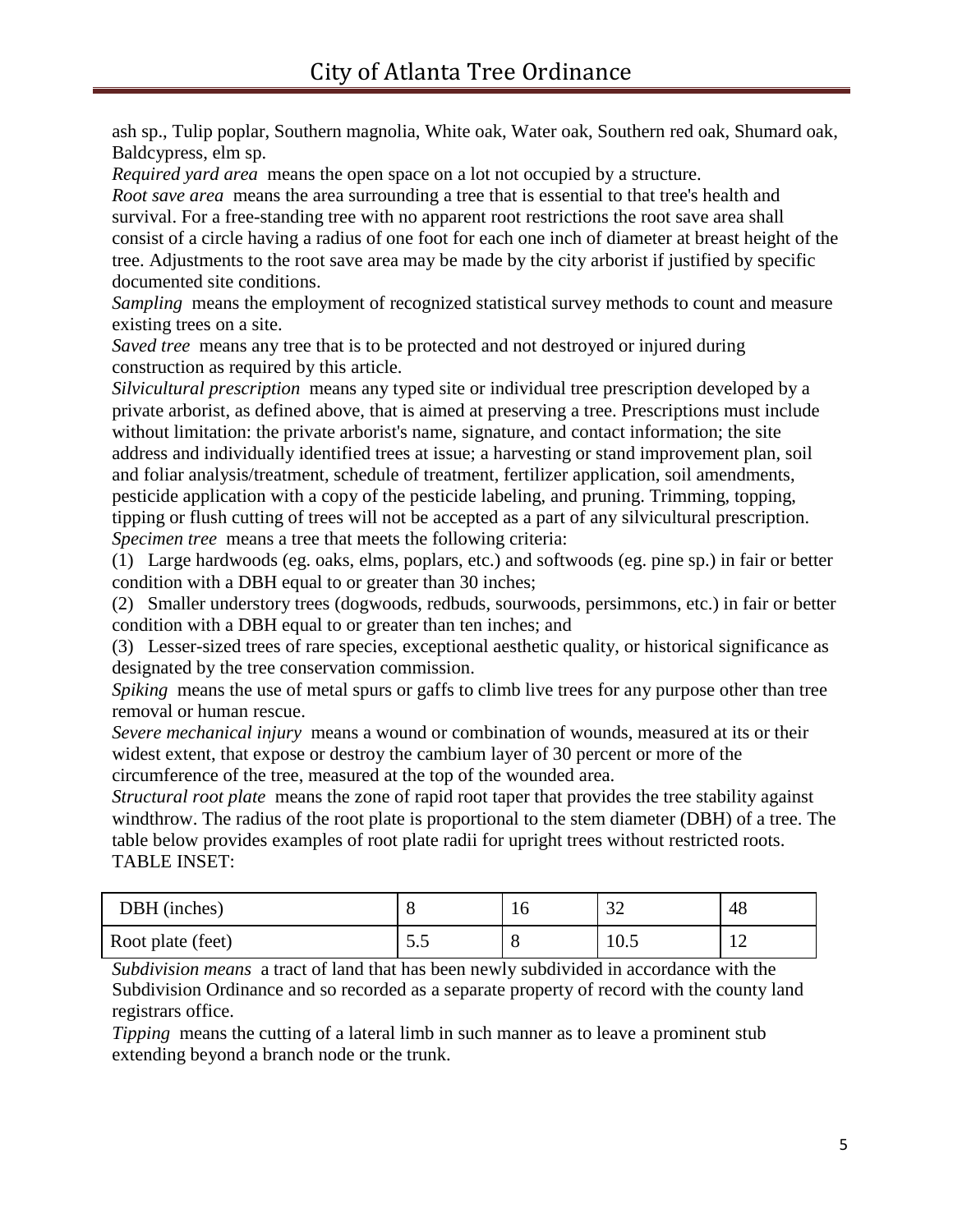ash sp., Tulip poplar, Southern magnolia, White oak, Water oak, Southern red oak, Shumard oak, Baldcypress, elm sp.

*Required yard area* means the open space on a lot not occupied by a structure.

*Root save area* means the area surrounding a tree that is essential to that tree's health and survival. For a free-standing tree with no apparent root restrictions the root save area shall consist of a circle having a radius of one foot for each one inch of diameter at breast height of the tree. Adjustments to the root save area may be made by the city arborist if justified by specific documented site conditions.

*Sampling* means the employment of recognized statistical survey methods to count and measure existing trees on a site.

*Saved tree* means any tree that is to be protected and not destroyed or injured during construction as required by this article.

*Silvicultural prescription* means any typed site or individual tree prescription developed by a private arborist, as defined above, that is aimed at preserving a tree. Prescriptions must include without limitation: the private arborist's name, signature, and contact information; the site address and individually identified trees at issue; a harvesting or stand improvement plan, soil and foliar analysis/treatment, schedule of treatment, fertilizer application, soil amendments, pesticide application with a copy of the pesticide labeling, and pruning. Trimming, topping, tipping or flush cutting of trees will not be accepted as a part of any silvicultural prescription.

*Specimen tree* means a tree that meets the following criteria:

(1) Large hardwoods (eg. oaks, elms, poplars, etc.) and softwoods (eg. pine sp.) in fair or better condition with a DBH equal to or greater than 30 inches;

(2) Smaller understory trees (dogwoods, redbuds, sourwoods, persimmons, etc.) in fair or better condition with a DBH equal to or greater than ten inches; and

(3) Lesser-sized trees of rare species, exceptional aesthetic quality, or historical significance as designated by the tree conservation commission.

*Spiking* means the use of metal spurs or gaffs to climb live trees for any purpose other than tree removal or human rescue.

*Severe mechanical injury* means a wound or combination of wounds, measured at its or their widest extent, that expose or destroy the cambium layer of 30 percent or more of the circumference of the tree, measured at the top of the wounded area.

*Structural root plate* means the zone of rapid root taper that provides the tree stability against windthrow. The radius of the root plate is proportional to the stem diameter (DBH) of a tree. The table below provides examples of root plate radii for upright trees without restricted roots.

TABLE INSET:

| DBH (inches) | 8 | 16 | 32 | 48 |
|---|---|---|---|---|
| Root plate (feet) | 5.5 | 8 | 10.5 | 12 |

*Subdivision means* a tract of land that has been newly subdivided in accordance with the Subdivision Ordinance and so recorded as a separate property of record with the county land registrars office.

*Tipping* means the cutting of a lateral limb in such manner as to leave a prominent stub extending beyond a branch node or the trunk.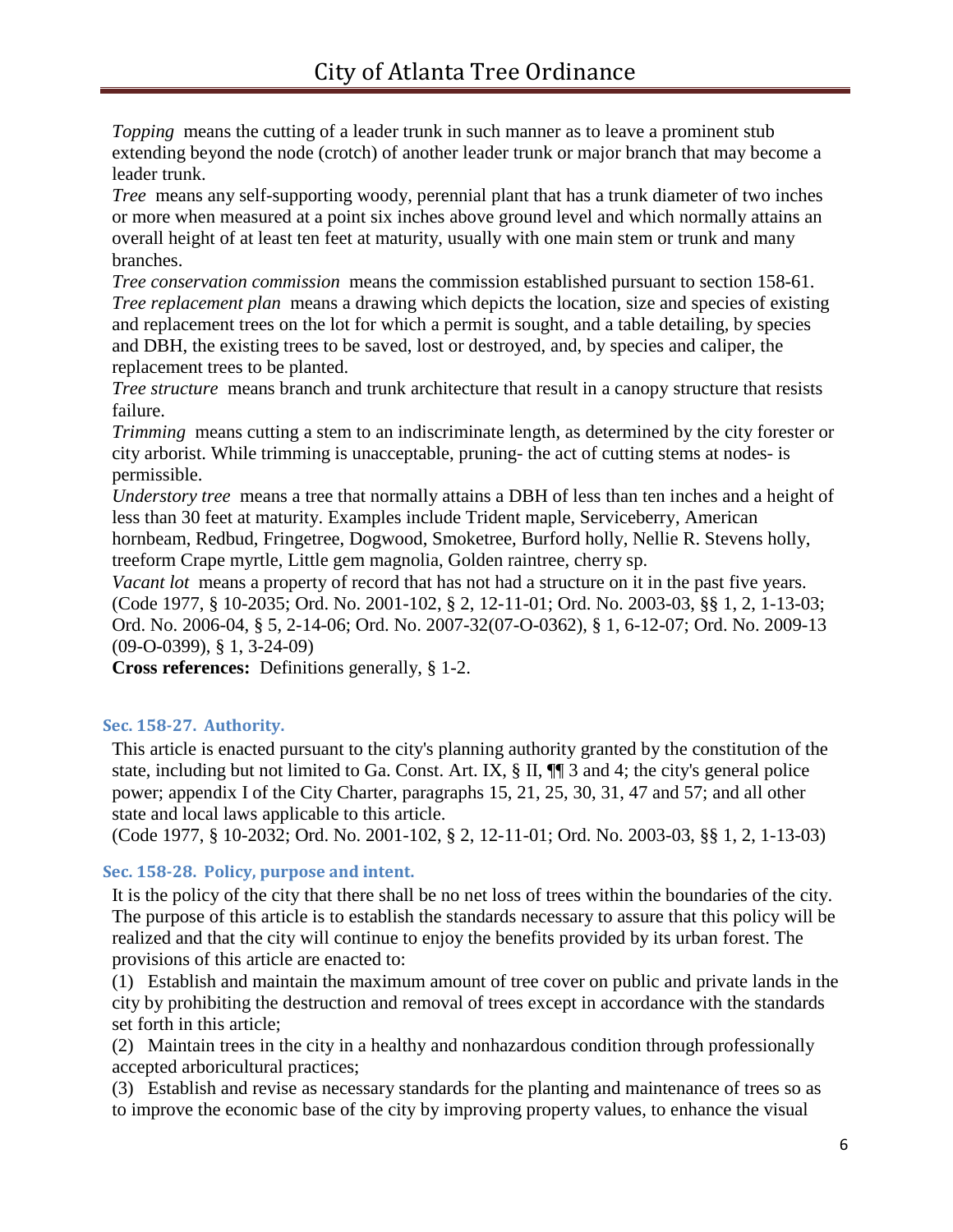*Topping* means the cutting of a leader trunk in such manner as to leave a prominent stub extending beyond the node (crotch) of another leader trunk or major branch that may become a leader trunk.

*Tree* means any self-supporting woody, perennial plant that has a trunk diameter of two inches or more when measured at a point six inches above ground level and which normally attains an overall height of at least ten feet at maturity, usually with one main stem or trunk and many branches.

*Tree conservation commission* means the commission established pursuant to section 158-61.

*Tree replacement plan* means a drawing which depicts the location, size and species of existing and replacement trees on the lot for which a permit is sought, and a table detailing, by species and DBH, the existing trees to be saved, lost or destroyed, and, by species and caliper, the replacement trees to be planted.

*Tree structure* means branch and trunk architecture that result in a canopy structure that resists failure.

*Trimming* means cutting a stem to an indiscriminate length, as determined by the city forester or city arborist. While trimming is unacceptable, pruning- the act of cutting stems at nodes- is permissible.

*Understory tree* means a tree that normally attains a DBH of less than ten inches and a height of less than 30 feet at maturity. Examples include Trident maple, Serviceberry, American hornbeam, Redbud, Fringetree, Dogwood, Smoketree, Burford holly, Nellie R. Stevens holly, treeform Crape myrtle, Little gem magnolia, Golden raintree, cherry sp.

*Vacant lot* means a property of record that has not had a structure on it in the past five years.

(Code 1977, § 10-2035; Ord. No. 2001-102, § 2, 12-11-01; Ord. No. 2003-03, §§ 1, 2, 1-13-03; Ord. No. 2006-04, § 5, 2-14-06; Ord. No. 2007-32(07-O-0362), § 1, 6-12-07; Ord. No. 2009-13 (09-O-0399), § 1, 3-24-09)

**Cross references:** Definitions generally, § 1-2.

### Sec. 158-27. Authority.

This article is enacted pursuant to the city's planning authority granted by the constitution of the state, including but not limited to Ga. Const. Art. IX, § II, ¶¶ 3 and 4; the city's general police power; appendix I of the City Charter, paragraphs 15, 21, 25, 30, 31, 47 and 57; and all other state and local laws applicable to this article.

(Code 1977, § 10-2032; Ord. No. 2001-102, § 2, 12-11-01; Ord. No. 2003-03, §§ 1, 2, 1-13-03)

### Sec. 158-28. Policy, purpose and intent.

It is the policy of the city that there shall be no net loss of trees within the boundaries of the city. The purpose of this article is to establish the standards necessary to assure that this policy will be realized and that the city will continue to enjoy the benefits provided by its urban forest. The provisions of this article are enacted to:

(1) Establish and maintain the maximum amount of tree cover on public and private lands in the city by prohibiting the destruction and removal of trees except in accordance with the standards set forth in this article;

(2) Maintain trees in the city in a healthy and nonhazardous condition through professionally accepted arboricultural practices;

(3) Establish and revise as necessary standards for the planting and maintenance of trees so as to improve the economic base of the city by improving property values, to enhance the visual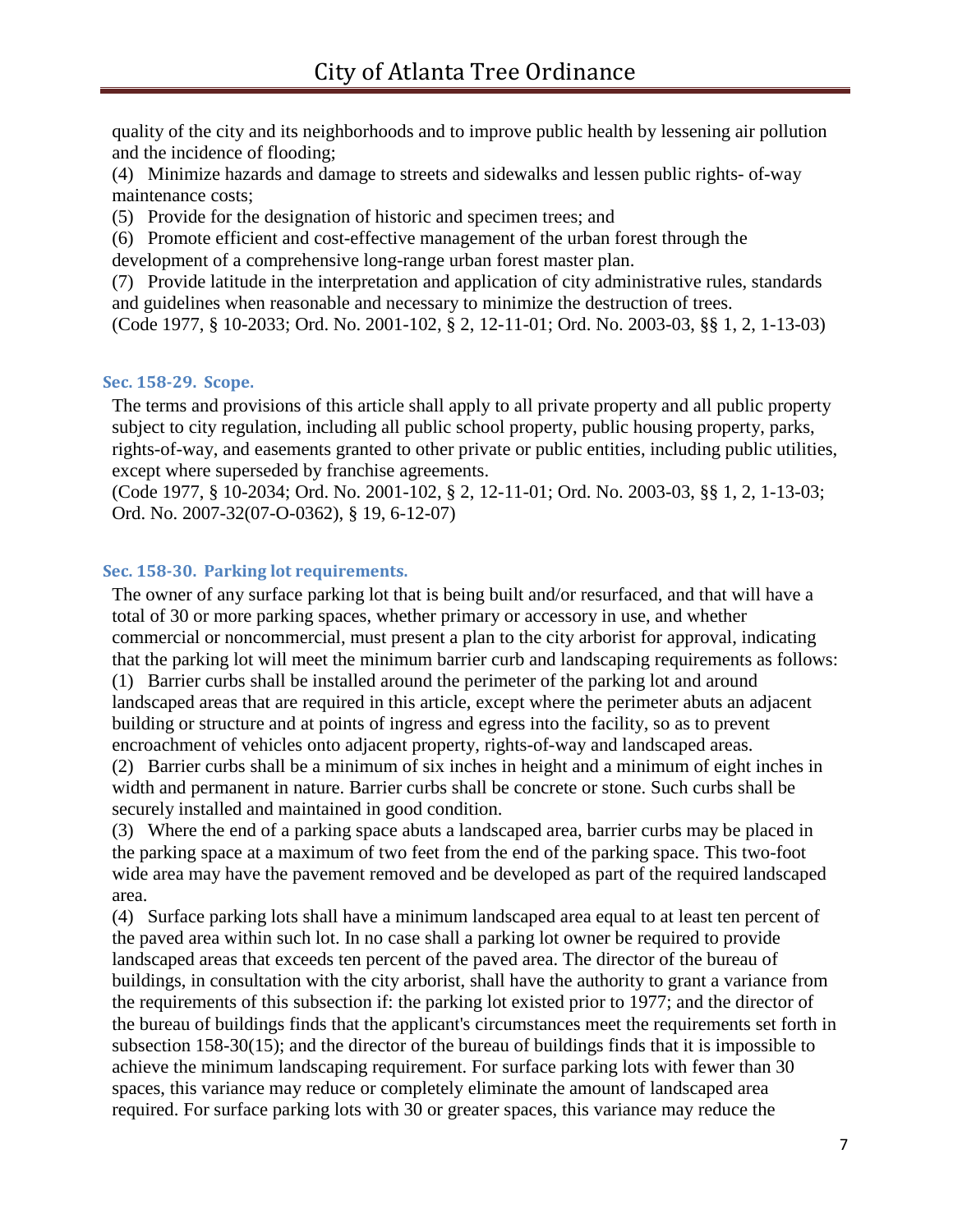quality of the city and its neighborhoods and to improve public health by lessening air pollution and the incidence of flooding;

(4) Minimize hazards and damage to streets and sidewalks and lessen public rights- of-way maintenance costs;

(5) Provide for the designation of historic and specimen trees; and

(6) Promote efficient and cost-effective management of the urban forest through the development of a comprehensive long-range urban forest master plan.

(7) Provide latitude in the interpretation and application of city administrative rules, standards and guidelines when reasonable and necessary to minimize the destruction of trees.

(Code 1977, § 10-2033; Ord. No. 2001-102, § 2, 12-11-01; Ord. No. 2003-03, §§ 1, 2, 1-13-03)

### Sec. 158-29. Scope.

The terms and provisions of this article shall apply to all private property and all public property subject to city regulation, including all public school property, public housing property, parks, rights-of-way, and easements granted to other private or public entities, including public utilities, except where superseded by franchise agreements.

(Code 1977, § 10-2034; Ord. No. 2001-102, § 2, 12-11-01; Ord. No. 2003-03, §§ 1, 2, 1-13-03; Ord. No. 2007-32(07-O-0362), § 19, 6-12-07)

### Sec. 158-30. Parking lot requirements.

The owner of any surface parking lot that is being built and/or resurfaced, and that will have a total of 30 or more parking spaces, whether primary or accessory in use, and whether commercial or noncommercial, must present a plan to the city arborist for approval, indicating that the parking lot will meet the minimum barrier curb and landscaping requirements as follows:

(1) Barrier curbs shall be installed around the perimeter of the parking lot and around landscaped areas that are required in this article, except where the perimeter abuts an adjacent building or structure and at points of ingress and egress into the facility, so as to prevent encroachment of vehicles onto adjacent property, rights-of-way and landscaped areas.

(2) Barrier curbs shall be a minimum of six inches in height and a minimum of eight inches in width and permanent in nature. Barrier curbs shall be concrete or stone. Such curbs shall be securely installed and maintained in good condition.

(3) Where the end of a parking space abuts a landscaped area, barrier curbs may be placed in the parking space at a maximum of two feet from the end of the parking space. This two-foot wide area may have the pavement removed and be developed as part of the required landscaped area.

(4) Surface parking lots shall have a minimum landscaped area equal to at least ten percent of the paved area within such lot. In no case shall a parking lot owner be required to provide landscaped areas that exceeds ten percent of the paved area. The director of the bureau of buildings, in consultation with the city arborist, shall have the authority to grant a variance from the requirements of this subsection if: the parking lot existed prior to 1977; and the director of the bureau of buildings finds that the applicant's circumstances meet the requirements set forth in subsection 158-30(15); and the director of the bureau of buildings finds that it is impossible to achieve the minimum landscaping requirement. For surface parking lots with fewer than 30 spaces, this variance may reduce or completely eliminate the amount of landscaped area required. For surface parking lots with 30 or greater spaces, this variance may reduce the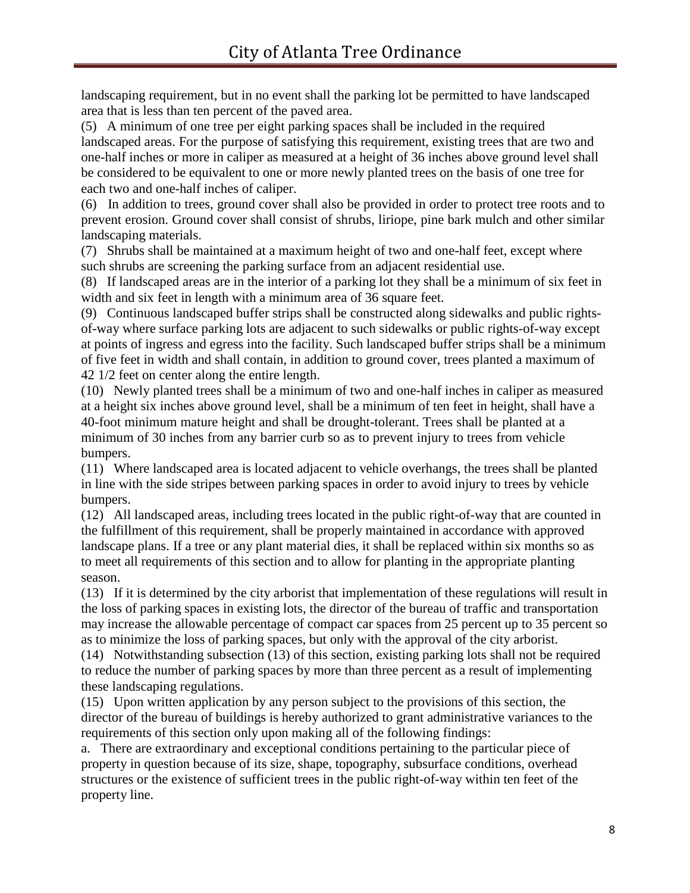landscaping requirement, but in no event shall the parking lot be permitted to have landscaped area that is less than ten percent of the paved area.

(5) A minimum of one tree per eight parking spaces shall be included in the required landscaped areas. For the purpose of satisfying this requirement, existing trees that are two and one-half inches or more in caliper as measured at a height of 36 inches above ground level shall be considered to be equivalent to one or more newly planted trees on the basis of one tree for each two and one-half inches of caliper.

(6) In addition to trees, ground cover shall also be provided in order to protect tree roots and to prevent erosion. Ground cover shall consist of shrubs, liriope, pine bark mulch and other similar landscaping materials.

(7) Shrubs shall be maintained at a maximum height of two and one-half feet, except where such shrubs are screening the parking surface from an adjacent residential use.

(8) If landscaped areas are in the interior of a parking lot they shall be a minimum of six feet in width and six feet in length with a minimum area of 36 square feet.

(9) Continuous landscaped buffer strips shall be constructed along sidewalks and public rights-of-way where surface parking lots are adjacent to such sidewalks or public rights-of-way except at points of ingress and egress into the facility. Such landscaped buffer strips shall be a minimum of five feet in width and shall contain, in addition to ground cover, trees planted a maximum of 42 1/2 feet on center along the entire length.

(10) Newly planted trees shall be a minimum of two and one-half inches in caliper as measured at a height six inches above ground level, shall be a minimum of ten feet in height, shall have a 40-foot minimum mature height and shall be drought-tolerant. Trees shall be planted at a minimum of 30 inches from any barrier curb so as to prevent injury to trees from vehicle bumpers.

(11) Where landscaped area is located adjacent to vehicle overhangs, the trees shall be planted in line with the side stripes between parking spaces in order to avoid injury to trees by vehicle bumpers.

(12) All landscaped areas, including trees located in the public right-of-way that are counted in the fulfillment of this requirement, shall be properly maintained in accordance with approved landscape plans. If a tree or any plant material dies, it shall be replaced within six months so as to meet all requirements of this section and to allow for planting in the appropriate planting season.

(13) If it is determined by the city arborist that implementation of these regulations will result in the loss of parking spaces in existing lots, the director of the bureau of traffic and transportation may increase the allowable percentage of compact car spaces from 25 percent up to 35 percent so as to minimize the loss of parking spaces, but only with the approval of the city arborist.

(14) Notwithstanding subsection (13) of this section, existing parking lots shall not be required to reduce the number of parking spaces by more than three percent as a result of implementing these landscaping regulations.

(15) Upon written application by any person subject to the provisions of this section, the director of the bureau of buildings is hereby authorized to grant administrative variances to the requirements of this section only upon making all of the following findings:

a. There are extraordinary and exceptional conditions pertaining to the particular piece of property in question because of its size, shape, topography, subsurface conditions, overhead structures or the existence of sufficient trees in the public right-of-way within ten feet of the property line.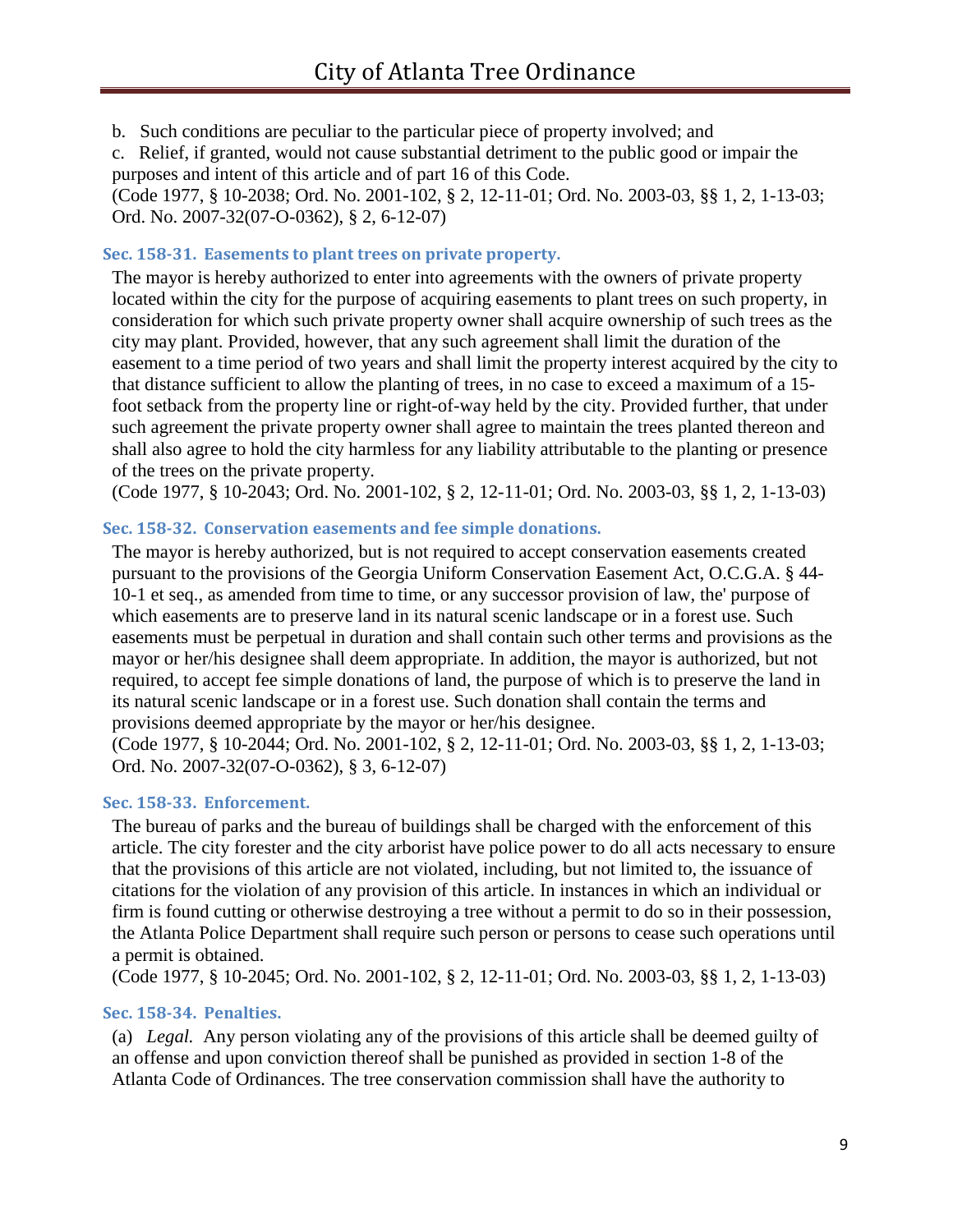b. Such conditions are peculiar to the particular piece of property involved; and

c. Relief, if granted, would not cause substantial detriment to the public good or impair the purposes and intent of this article and of part 16 of this Code.

(Code 1977, § 10-2038; Ord. No. 2001-102, § 2, 12-11-01; Ord. No. 2003-03, §§ 1, 2, 1-13-03; Ord. No. 2007-32(07-O-0362), § 2, 6-12-07)

### Sec. 158-31. Easements to plant trees on private property.

The mayor is hereby authorized to enter into agreements with the owners of private property located within the city for the purpose of acquiring easements to plant trees on such property, in consideration for which such private property owner shall acquire ownership of such trees as the city may plant. Provided, however, that any such agreement shall limit the duration of the easement to a time period of two years and shall limit the property interest acquired by the city to that distance sufficient to allow the planting of trees, in no case to exceed a maximum of a 15-foot setback from the property line or right-of-way held by the city. Provided further, that under such agreement the private property owner shall agree to maintain the trees planted thereon and shall also agree to hold the city harmless for any liability attributable to the planting or presence of the trees on the private property.

(Code 1977, § 10-2043; Ord. No. 2001-102, § 2, 12-11-01; Ord. No. 2003-03, §§ 1, 2, 1-13-03)

### Sec. 158-32. Conservation easements and fee simple donations.

The mayor is hereby authorized, but is not required to accept conservation easements created pursuant to the provisions of the Georgia Uniform Conservation Easement Act, O.C.G.A. § 44-10-1 et seq., as amended from time to time, or any successor provision of law, the' purpose of which easements are to preserve land in its natural scenic landscape or in a forest use. Such easements must be perpetual in duration and shall contain such other terms and provisions as the mayor or her/his designee shall deem appropriate. In addition, the mayor is authorized, but not required, to accept fee simple donations of land, the purpose of which is to preserve the land in its natural scenic landscape or in a forest use. Such donation shall contain the terms and provisions deemed appropriate by the mayor or her/his designee.

(Code 1977, § 10-2044; Ord. No. 2001-102, § 2, 12-11-01; Ord. No. 2003-03, §§ 1, 2, 1-13-03; Ord. No. 2007-32(07-O-0362), § 3, 6-12-07)

### Sec. 158-33. Enforcement.

The bureau of parks and the bureau of buildings shall be charged with the enforcement of this article. The city forester and the city arborist have police power to do all acts necessary to ensure that the provisions of this article are not violated, including, but not limited to, the issuance of citations for the violation of any provision of this article. In instances in which an individual or firm is found cutting or otherwise destroying a tree without a permit to do so in their possession, the Atlanta Police Department shall require such person or persons to cease such operations until a permit is obtained.

(Code 1977, § 10-2045; Ord. No. 2001-102, § 2, 12-11-01; Ord. No. 2003-03, §§ 1, 2, 1-13-03)

### Sec. 158-34. Penalties.

(a) *Legal.* Any person violating any of the provisions of this article shall be deemed guilty of an offense and upon conviction thereof shall be punished as provided in section 1-8 of the Atlanta Code of Ordinances. The tree conservation commission shall have the authority to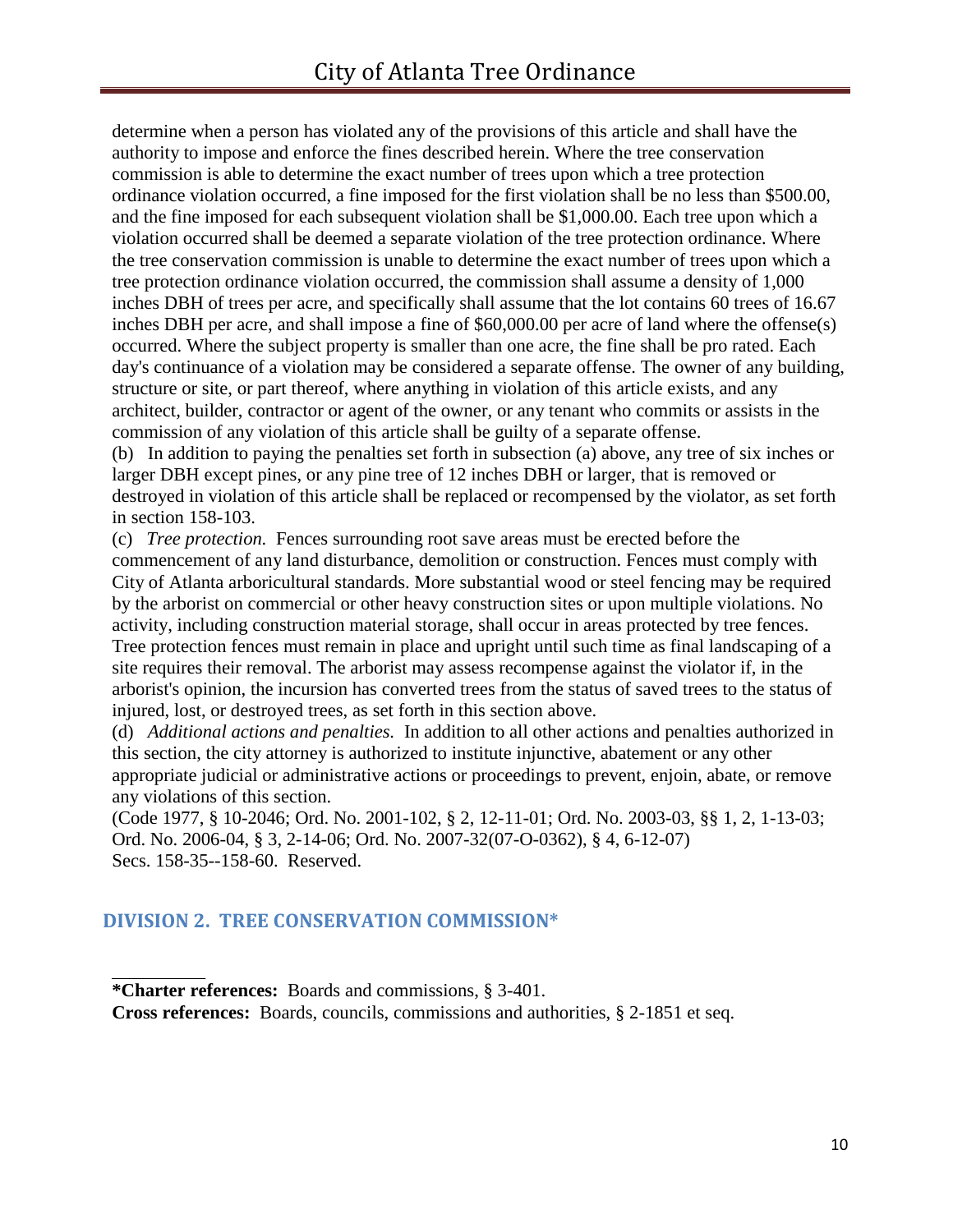determine when a person has violated any of the provisions of this article and shall have the authority to impose and enforce the fines described herein. Where the tree conservation commission is able to determine the exact number of trees upon which a tree protection ordinance violation occurred, a fine imposed for the first violation shall be no less than $500.00, and the fine imposed for each subsequent violation shall be $1,000.00. Each tree upon which a violation occurred shall be deemed a separate violation of the tree protection ordinance. Where the tree conservation commission is unable to determine the exact number of trees upon which a tree protection ordinance violation occurred, the commission shall assume a density of 1,000 inches DBH of trees per acre, and specifically shall assume that the lot contains 60 trees of 16.67 inches DBH per acre, and shall impose a fine of $60,000.00 per acre of land where the offense(s) occurred. Where the subject property is smaller than one acre, the fine shall be pro rated. Each day's continuance of a violation may be considered a separate offense. The owner of any building, structure or site, or part thereof, where anything in violation of this article exists, and any architect, builder, contractor or agent of the owner, or any tenant who commits or assists in the commission of any violation of this article shall be guilty of a separate offense.

(b) In addition to paying the penalties set forth in subsection (a) above, any tree of six inches or larger DBH except pines, or any pine tree of 12 inches DBH or larger, that is removed or destroyed in violation of this article shall be replaced or recompensed by the violator, as set forth in section 158-103.

(c) *Tree protection.* Fences surrounding root save areas must be erected before the commencement of any land disturbance, demolition or construction. Fences must comply with City of Atlanta arboricultural standards. More substantial wood or steel fencing may be required by the arborist on commercial or other heavy construction sites or upon multiple violations. No activity, including construction material storage, shall occur in areas protected by tree fences. Tree protection fences must remain in place and upright until such time as final landscaping of a site requires their removal. The arborist may assess recompense against the violator if, in the arborist's opinion, the incursion has converted trees from the status of saved trees to the status of injured, lost, or destroyed trees, as set forth in this section above.

(d) *Additional actions and penalties.* In addition to all other actions and penalties authorized in this section, the city attorney is authorized to institute injunctive, abatement or any other appropriate judicial or administrative actions or proceedings to prevent, enjoin, abate, or remove any violations of this section.

(Code 1977, § 10-2046; Ord. No. 2001-102, § 2, 12-11-01; Ord. No. 2003-03, §§ 1, 2, 1-13-03; Ord. No. 2006-04, § 3, 2-14-06; Ord. No. 2007-32(07-O-0362), § 4, 6-12-07)

Secs. 158-35--158-60. Reserved.

## DIVISION 2. TREE CONSERVATION COMMISSION*

---

**\*Charter references:** Boards and commissions, § 3-401.

**Cross references:** Boards, councils, commissions and authorities, § 2-1851 et seq.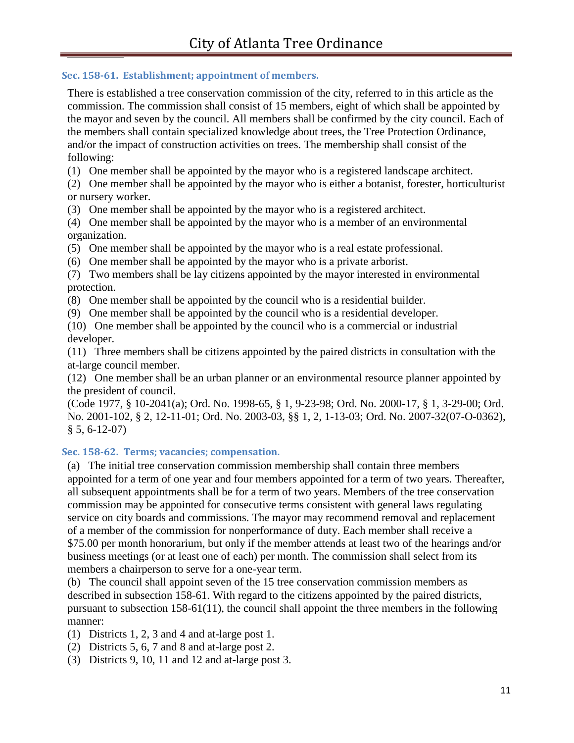### Sec. 158-61. Establishment; appointment of members.

There is established a tree conservation commission of the city, referred to in this article as the commission. The commission shall consist of 15 members, eight of which shall be appointed by the mayor and seven by the council. All members shall be confirmed by the city council. Each of the members shall contain specialized knowledge about trees, the Tree Protection Ordinance, and/or the impact of construction activities on trees. The membership shall consist of the following:

(1) One member shall be appointed by the mayor who is a registered landscape architect.

(2) One member shall be appointed by the mayor who is either a botanist, forester, horticulturist or nursery worker.

(3) One member shall be appointed by the mayor who is a registered architect.

(4) One member shall be appointed by the mayor who is a member of an environmental organization.

(5) One member shall be appointed by the mayor who is a real estate professional.

(6) One member shall be appointed by the mayor who is a private arborist.

(7) Two members shall be lay citizens appointed by the mayor interested in environmental protection.

(8) One member shall be appointed by the council who is a residential builder.

(9) One member shall be appointed by the council who is a residential developer.

(10) One member shall be appointed by the council who is a commercial or industrial developer.

(11) Three members shall be citizens appointed by the paired districts in consultation with the at-large council member.

(12) One member shall be an urban planner or an environmental resource planner appointed by the president of council.

(Code 1977, § 10-2041(a); Ord. No. 1998-65, § 1, 9-23-98; Ord. No. 2000-17, § 1, 3-29-00; Ord. No. 2001-102, § 2, 12-11-01; Ord. No. 2003-03, §§ 1, 2, 1-13-03; Ord. No. 2007-32(07-O-0362), § 5, 6-12-07)

### Sec. 158-62. Terms; vacancies; compensation.

(a) The initial tree conservation commission membership shall contain three members appointed for a term of one year and four members appointed for a term of two years. Thereafter, all subsequent appointments shall be for a term of two years. Members of the tree conservation commission may be appointed for consecutive terms consistent with general laws regulating service on city boards and commissions. The mayor may recommend removal and replacement of a member of the commission for nonperformance of duty. Each member shall receive a $75.00 per month honorarium, but only if the member attends at least two of the hearings and/or business meetings (or at least one of each) per month. The commission shall select from its members a chairperson to serve for a one-year term.

(b) The council shall appoint seven of the 15 tree conservation commission members as described in subsection 158-61. With regard to the citizens appointed by the paired districts, pursuant to subsection 158-61(11), the council shall appoint the three members in the following manner:

(1) Districts 1, 2, 3 and 4 and at-large post 1.

(2) Districts 5, 6, 7 and 8 and at-large post 2.

(3) Districts 9, 10, 11 and 12 and at-large post 3.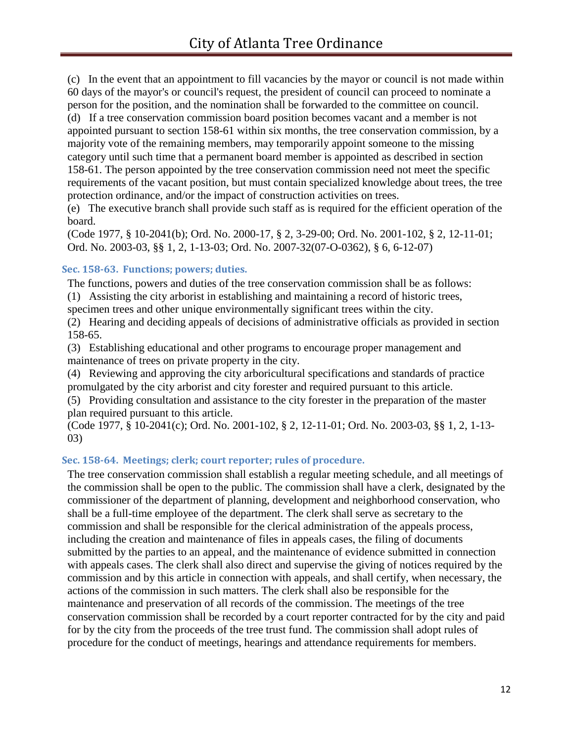(c) In the event that an appointment to fill vacancies by the mayor or council is not made within 60 days of the mayor's or council's request, the president of council can proceed to nominate a person for the position, and the nomination shall be forwarded to the committee on council.

(d) If a tree conservation commission board position becomes vacant and a member is not appointed pursuant to section 158-61 within six months, the tree conservation commission, by a majority vote of the remaining members, may temporarily appoint someone to the missing category until such time that a permanent board member is appointed as described in section 158-61. The person appointed by the tree conservation commission need not meet the specific requirements of the vacant position, but must contain specialized knowledge about trees, the tree protection ordinance, and/or the impact of construction activities on trees.

(e) The executive branch shall provide such staff as is required for the efficient operation of the board.

(Code 1977, § 10-2041(b); Ord. No. 2000-17, § 2, 3-29-00; Ord. No. 2001-102, § 2, 12-11-01; Ord. No. 2003-03, §§ 1, 2, 1-13-03; Ord. No. 2007-32(07-O-0362), § 6, 6-12-07)

### Sec. 158-63. Functions; powers; duties.

The functions, powers and duties of the tree conservation commission shall be as follows:

(1) Assisting the city arborist in establishing and maintaining a record of historic trees, specimen trees and other unique environmentally significant trees within the city.

(2) Hearing and deciding appeals of decisions of administrative officials as provided in section 158-65.

(3) Establishing educational and other programs to encourage proper management and maintenance of trees on private property in the city.

(4) Reviewing and approving the city arboricultural specifications and standards of practice promulgated by the city arborist and city forester and required pursuant to this article.

(5) Providing consultation and assistance to the city forester in the preparation of the master plan required pursuant to this article.

(Code 1977, § 10-2041(c); Ord. No. 2001-102, § 2, 12-11-01; Ord. No. 2003-03, §§ 1, 2, 1-13-03)

### Sec. 158-64. Meetings; clerk; court reporter; rules of procedure.

The tree conservation commission shall establish a regular meeting schedule, and all meetings of the commission shall be open to the public. The commission shall have a clerk, designated by the commissioner of the department of planning, development and neighborhood conservation, who shall be a full-time employee of the department. The clerk shall serve as secretary to the commission and shall be responsible for the clerical administration of the appeals process, including the creation and maintenance of files in appeals cases, the filing of documents submitted by the parties to an appeal, and the maintenance of evidence submitted in connection with appeals cases. The clerk shall also direct and supervise the giving of notices required by the commission and by this article in connection with appeals, and shall certify, when necessary, the actions of the commission in such matters. The clerk shall also be responsible for the maintenance and preservation of all records of the commission. The meetings of the tree conservation commission shall be recorded by a court reporter contracted for by the city and paid for by the city from the proceeds of the tree trust fund. The commission shall adopt rules of procedure for the conduct of meetings, hearings and attendance requirements for members.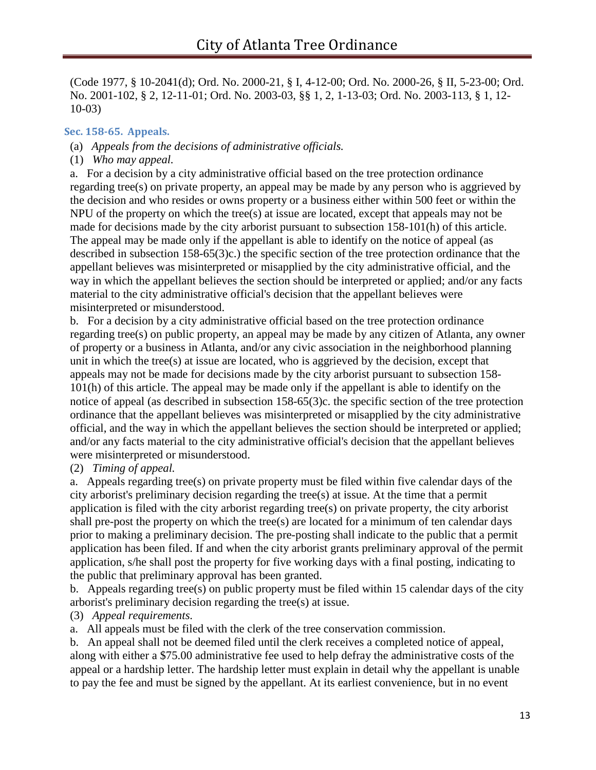(Code 1977, § 10-2041(d); Ord. No. 2000-21, § I, 4-12-00; Ord. No. 2000-26, § II, 5-23-00; Ord. No. 2001-102, § 2, 12-11-01; Ord. No. 2003-03, §§ 1, 2, 1-13-03; Ord. No. 2003-113, § 1, 12-10-03)

### Sec. 158-65. Appeals.

(a) *Appeals from the decisions of administrative officials.*

(1) *Who may appeal.*

a. For a decision by a city administrative official based on the tree protection ordinance regarding tree(s) on private property, an appeal may be made by any person who is aggrieved by the decision and who resides or owns property or a business either within 500 feet or within the NPU of the property on which the tree(s) at issue are located, except that appeals may not be made for decisions made by the city arborist pursuant to subsection 158-101(h) of this article. The appeal may be made only if the appellant is able to identify on the notice of appeal (as described in subsection 158-65(3)c.) the specific section of the tree protection ordinance that the appellant believes was misinterpreted or misapplied by the city administrative official, and the way in which the appellant believes the section should be interpreted or applied; and/or any facts material to the city administrative official's decision that the appellant believes were misinterpreted or misunderstood.

b. For a decision by a city administrative official based on the tree protection ordinance regarding tree(s) on public property, an appeal may be made by any citizen of Atlanta, any owner of property or a business in Atlanta, and/or any civic association in the neighborhood planning unit in which the tree(s) at issue are located, who is aggrieved by the decision, except that appeals may not be made for decisions made by the city arborist pursuant to subsection 158-101(h) of this article. The appeal may be made only if the appellant is able to identify on the notice of appeal (as described in subsection 158-65(3)c. the specific section of the tree protection ordinance that the appellant believes was misinterpreted or misapplied by the city administrative official, and the way in which the appellant believes the section should be interpreted or applied; and/or any facts material to the city administrative official's decision that the appellant believes were misinterpreted or misunderstood.

(2) *Timing of appeal.*

a. Appeals regarding tree(s) on private property must be filed within five calendar days of the city arborist's preliminary decision regarding the tree(s) at issue. At the time that a permit application is filed with the city arborist regarding tree(s) on private property, the city arborist shall pre-post the property on which the tree(s) are located for a minimum of ten calendar days prior to making a preliminary decision. The pre-posting shall indicate to the public that a permit application has been filed. If and when the city arborist grants preliminary approval of the permit application, s/he shall post the property for five working days with a final posting, indicating to the public that preliminary approval has been granted.

b. Appeals regarding tree(s) on public property must be filed within 15 calendar days of the city arborist's preliminary decision regarding the tree(s) at issue.

(3) *Appeal requirements.*

a. All appeals must be filed with the clerk of the tree conservation commission.

b. An appeal shall not be deemed filed until the clerk receives a completed notice of appeal, along with either a $75.00 administrative fee used to help defray the administrative costs of the appeal or a hardship letter. The hardship letter must explain in detail why the appellant is unable to pay the fee and must be signed by the appellant. At its earliest convenience, but in no event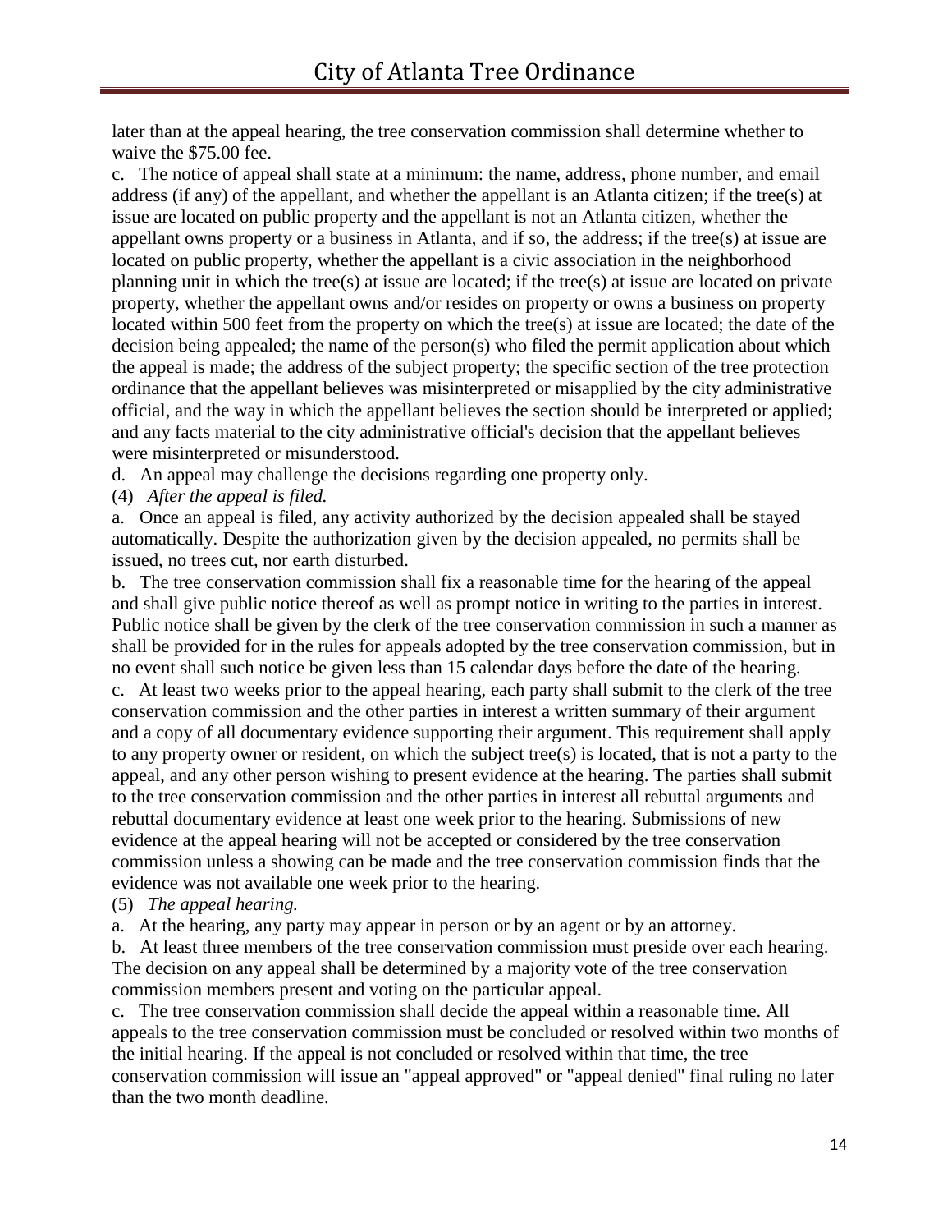later than at the appeal hearing, the tree conservation commission shall determine whether to waive the $75.00 fee.

c. The notice of appeal shall state at a minimum: the name, address, phone number, and email address (if any) of the appellant, and whether the appellant is an Atlanta citizen; if the tree(s) at issue are located on public property and the appellant is not an Atlanta citizen, whether the appellant owns property or a business in Atlanta, and if so, the address; if the tree(s) at issue are located on public property, whether the appellant is a civic association in the neighborhood planning unit in which the tree(s) at issue are located; if the tree(s) at issue are located on private property, whether the appellant owns and/or resides on property or owns a business on property located within 500 feet from the property on which the tree(s) at issue are located; the date of the decision being appealed; the name of the person(s) who filed the permit application about which the appeal is made; the address of the subject property; the specific section of the tree protection ordinance that the appellant believes was misinterpreted or misapplied by the city administrative official, and the way in which the appellant believes the section should be interpreted or applied; and any facts material to the city administrative official's decision that the appellant believes were misinterpreted or misunderstood.

d. An appeal may challenge the decisions regarding one property only.

(4) *After the appeal is filed.*

a. Once an appeal is filed, any activity authorized by the decision appealed shall be stayed automatically. Despite the authorization given by the decision appealed, no permits shall be issued, no trees cut, nor earth disturbed.

b. The tree conservation commission shall fix a reasonable time for the hearing of the appeal and shall give public notice thereof as well as prompt notice in writing to the parties in interest. Public notice shall be given by the clerk of the tree conservation commission in such a manner as shall be provided for in the rules for appeals adopted by the tree conservation commission, but in no event shall such notice be given less than 15 calendar days before the date of the hearing.

c. At least two weeks prior to the appeal hearing, each party shall submit to the clerk of the tree conservation commission and the other parties in interest a written summary of their argument and a copy of all documentary evidence supporting their argument. This requirement shall apply to any property owner or resident, on which the subject tree(s) is located, that is not a party to the appeal, and any other person wishing to present evidence at the hearing. The parties shall submit to the tree conservation commission and the other parties in interest all rebuttal arguments and rebuttal documentary evidence at least one week prior to the hearing. Submissions of new evidence at the appeal hearing will not be accepted or considered by the tree conservation commission unless a showing can be made and the tree conservation commission finds that the evidence was not available one week prior to the hearing.

(5) *The appeal hearing.*

a. At the hearing, any party may appear in person or by an agent or by an attorney.

b. At least three members of the tree conservation commission must preside over each hearing. The decision on any appeal shall be determined by a majority vote of the tree conservation commission members present and voting on the particular appeal.

c. The tree conservation commission shall decide the appeal within a reasonable time. All appeals to the tree conservation commission must be concluded or resolved within two months of the initial hearing. If the appeal is not concluded or resolved within that time, the tree conservation commission will issue an "appeal approved" or "appeal denied" final ruling no later than the two month deadline.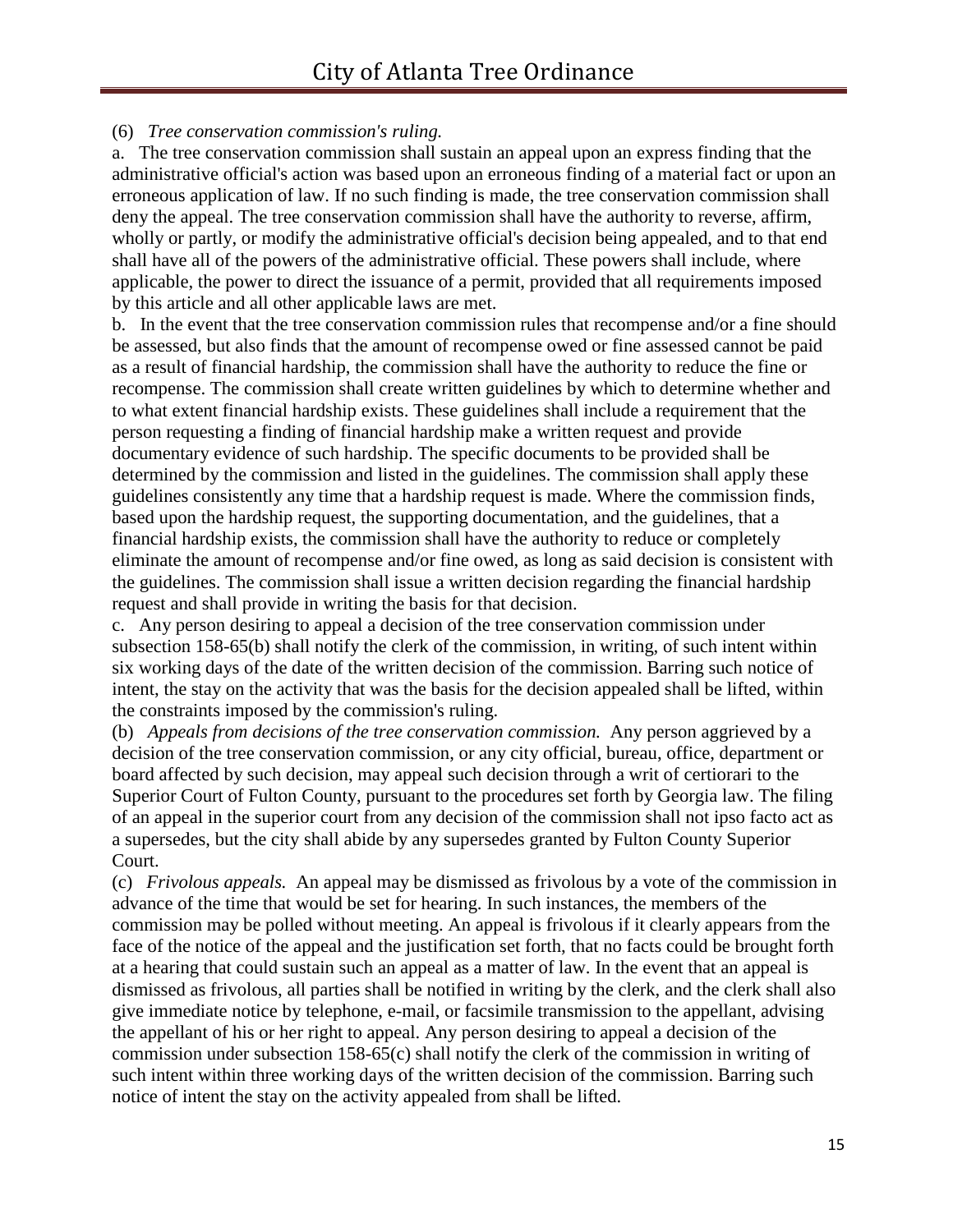(6) *Tree conservation commission's ruling.*

a. The tree conservation commission shall sustain an appeal upon an express finding that the administrative official's action was based upon an erroneous finding of a material fact or upon an erroneous application of law. If no such finding is made, the tree conservation commission shall deny the appeal. The tree conservation commission shall have the authority to reverse, affirm, wholly or partly, or modify the administrative official's decision being appealed, and to that end shall have all of the powers of the administrative official. These powers shall include, where applicable, the power to direct the issuance of a permit, provided that all requirements imposed by this article and all other applicable laws are met.

b. In the event that the tree conservation commission rules that recompense and/or a fine should be assessed, but also finds that the amount of recompense owed or fine assessed cannot be paid as a result of financial hardship, the commission shall have the authority to reduce the fine or recompense. The commission shall create written guidelines by which to determine whether and to what extent financial hardship exists. These guidelines shall include a requirement that the person requesting a finding of financial hardship make a written request and provide documentary evidence of such hardship. The specific documents to be provided shall be determined by the commission and listed in the guidelines. The commission shall apply these guidelines consistently any time that a hardship request is made. Where the commission finds, based upon the hardship request, the supporting documentation, and the guidelines, that a financial hardship exists, the commission shall have the authority to reduce or completely eliminate the amount of recompense and/or fine owed, as long as said decision is consistent with the guidelines. The commission shall issue a written decision regarding the financial hardship request and shall provide in writing the basis for that decision.

c. Any person desiring to appeal a decision of the tree conservation commission under subsection 158-65(b) shall notify the clerk of the commission, in writing, of such intent within six working days of the date of the written decision of the commission. Barring such notice of intent, the stay on the activity that was the basis for the decision appealed shall be lifted, within the constraints imposed by the commission's ruling.

(b) *Appeals from decisions of the tree conservation commission.* Any person aggrieved by a decision of the tree conservation commission, or any city official, bureau, office, department or board affected by such decision, may appeal such decision through a writ of certiorari to the Superior Court of Fulton County, pursuant to the procedures set forth by Georgia law. The filing of an appeal in the superior court from any decision of the commission shall not ipso facto act as a supersedes, but the city shall abide by any supersedes granted by Fulton County Superior Court.

(c) *Frivolous appeals.* An appeal may be dismissed as frivolous by a vote of the commission in advance of the time that would be set for hearing. In such instances, the members of the commission may be polled without meeting. An appeal is frivolous if it clearly appears from the face of the notice of the appeal and the justification set forth, that no facts could be brought forth at a hearing that could sustain such an appeal as a matter of law. In the event that an appeal is dismissed as frivolous, all parties shall be notified in writing by the clerk, and the clerk shall also give immediate notice by telephone, e-mail, or facsimile transmission to the appellant, advising the appellant of his or her right to appeal. Any person desiring to appeal a decision of the commission under subsection 158-65(c) shall notify the clerk of the commission in writing of such intent within three working days of the written decision of the commission. Barring such notice of intent the stay on the activity appealed from shall be lifted.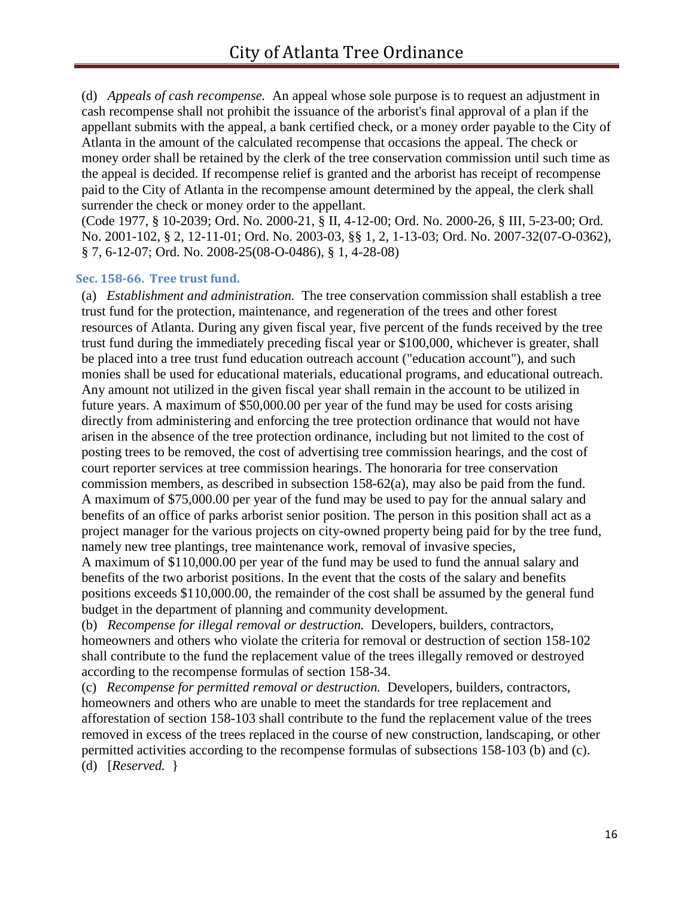(d) *Appeals of cash recompense.* An appeal whose sole purpose is to request an adjustment in cash recompense shall not prohibit the issuance of the arborist's final approval of a plan if the appellant submits with the appeal, a bank certified check, or a money order payable to the City of Atlanta in the amount of the calculated recompense that occasions the appeal. The check or money order shall be retained by the clerk of the tree conservation commission until such time as the appeal is decided. If recompense relief is granted and the arborist has receipt of recompense paid to the City of Atlanta in the recompense amount determined by the appeal, the clerk shall surrender the check or money order to the appellant.

(Code 1977, § 10-2039; Ord. No. 2000-21, § II, 4-12-00; Ord. No. 2000-26, § III, 5-23-00; Ord. No. 2001-102, § 2, 12-11-01; Ord. No. 2003-03, §§ 1, 2, 1-13-03; Ord. No. 2007-32(07-O-0362), § 7, 6-12-07; Ord. No. 2008-25(08-O-0486), § 1, 4-28-08)

### Sec. 158-66. Tree trust fund.

(a) *Establishment and administration.* The tree conservation commission shall establish a tree trust fund for the protection, maintenance, and regeneration of the trees and other forest resources of Atlanta. During any given fiscal year, five percent of the funds received by the tree trust fund during the immediately preceding fiscal year or $100,000, whichever is greater, shall be placed into a tree trust fund education outreach account ("education account"), and such monies shall be used for educational materials, educational programs, and educational outreach. Any amount not utilized in the given fiscal year shall remain in the account to be utilized in future years. A maximum of $50,000.00 per year of the fund may be used for costs arising directly from administering and enforcing the tree protection ordinance that would not have arisen in the absence of the tree protection ordinance, including but not limited to the cost of posting trees to be removed, the cost of advertising tree commission hearings, and the cost of court reporter services at tree commission hearings. The honoraria for tree conservation commission members, as described in subsection 158-62(a), may also be paid from the fund. A maximum of $75,000.00 per year of the fund may be used to pay for the annual salary and benefits of an office of parks arborist senior position. The person in this position shall act as a project manager for the various projects on city-owned property being paid for by the tree fund, namely new tree plantings, tree maintenance work, removal of invasive species,

A maximum of $110,000.00 per year of the fund may be used to fund the annual salary and benefits of the two arborist positions. In the event that the costs of the salary and benefits positions exceeds $110,000.00, the remainder of the cost shall be assumed by the general fund budget in the department of planning and community development.

(b) *Recompense for illegal removal or destruction.* Developers, builders, contractors, homeowners and others who violate the criteria for removal or destruction of section 158-102 shall contribute to the fund the replacement value of the trees illegally removed or destroyed according to the recompense formulas of section 158-34.

(c) *Recompense for permitted removal or destruction.* Developers, builders, contractors, homeowners and others who are unable to meet the standards for tree replacement and afforestation of section 158-103 shall contribute to the fund the replacement value of the trees removed in excess of the trees replaced in the course of new construction, landscaping, or other permitted activities according to the recompense formulas of subsections 158-103 (b) and (c).

(d) [*Reserved.* }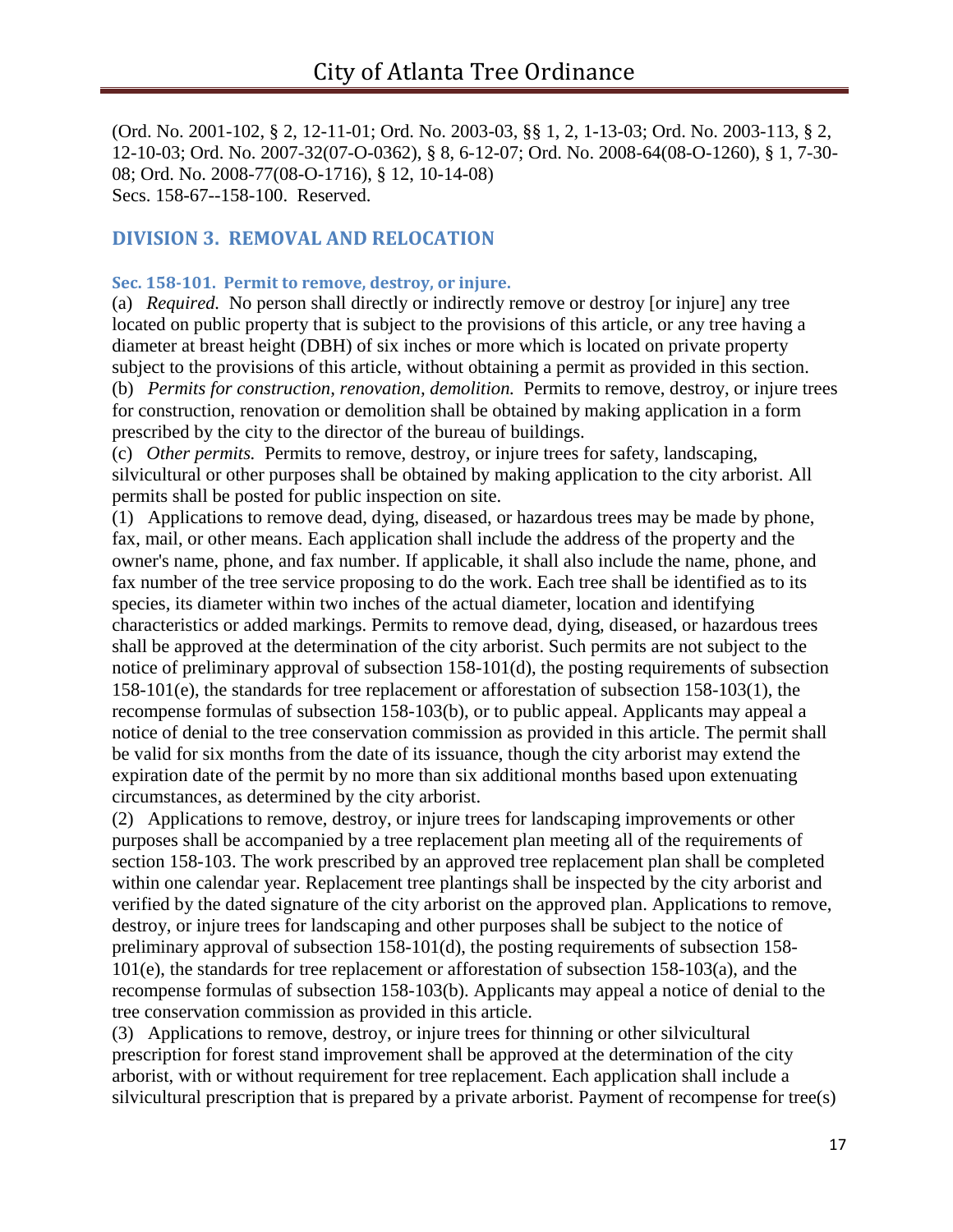(Ord. No. 2001-102, § 2, 12-11-01; Ord. No. 2003-03, §§ 1, 2, 1-13-03; Ord. No. 2003-113, § 2, 12-10-03; Ord. No. 2007-32(07-O-0362), § 8, 6-12-07; Ord. No. 2008-64(08-O-1260), § 1, 7-30-08; Ord. No. 2008-77(08-O-1716), § 12, 10-14-08)
Secs. 158-67--158-100. Reserved.

## DIVISION 3. REMOVAL AND RELOCATION

### Sec. 158-101. Permit to remove, destroy, or injure.

(a) *Required.* No person shall directly or indirectly remove or destroy [or injure] any tree located on public property that is subject to the provisions of this article, or any tree having a diameter at breast height (DBH) of six inches or more which is located on private property subject to the provisions of this article, without obtaining a permit as provided in this section.

(b) *Permits for construction, renovation, demolition.* Permits to remove, destroy, or injure trees for construction, renovation or demolition shall be obtained by making application in a form prescribed by the city to the director of the bureau of buildings.

(c) *Other permits.* Permits to remove, destroy, or injure trees for safety, landscaping, silvicultural or other purposes shall be obtained by making application to the city arborist. All permits shall be posted for public inspection on site.

(1) Applications to remove dead, dying, diseased, or hazardous trees may be made by phone, fax, mail, or other means. Each application shall include the address of the property and the owner's name, phone, and fax number. If applicable, it shall also include the name, phone, and fax number of the tree service proposing to do the work. Each tree shall be identified as to its species, its diameter within two inches of the actual diameter, location and identifying characteristics or added markings. Permits to remove dead, dying, diseased, or hazardous trees shall be approved at the determination of the city arborist. Such permits are not subject to the notice of preliminary approval of subsection 158-101(d), the posting requirements of subsection 158-101(e), the standards for tree replacement or afforestation of subsection 158-103(1), the recompense formulas of subsection 158-103(b), or to public appeal. Applicants may appeal a notice of denial to the tree conservation commission as provided in this article. The permit shall be valid for six months from the date of its issuance, though the city arborist may extend the expiration date of the permit by no more than six additional months based upon extenuating circumstances, as determined by the city arborist.

(2) Applications to remove, destroy, or injure trees for landscaping improvements or other purposes shall be accompanied by a tree replacement plan meeting all of the requirements of section 158-103. The work prescribed by an approved tree replacement plan shall be completed within one calendar year. Replacement tree plantings shall be inspected by the city arborist and verified by the dated signature of the city arborist on the approved plan. Applications to remove, destroy, or injure trees for landscaping and other purposes shall be subject to the notice of preliminary approval of subsection 158-101(d), the posting requirements of subsection 158-101(e), the standards for tree replacement or afforestation of subsection 158-103(a), and the recompense formulas of subsection 158-103(b). Applicants may appeal a notice of denial to the tree conservation commission as provided in this article.

(3) Applications to remove, destroy, or injure trees for thinning or other silvicultural prescription for forest stand improvement shall be approved at the determination of the city arborist, with or without requirement for tree replacement. Each application shall include a silvicultural prescription that is prepared by a private arborist. Payment of recompense for tree(s)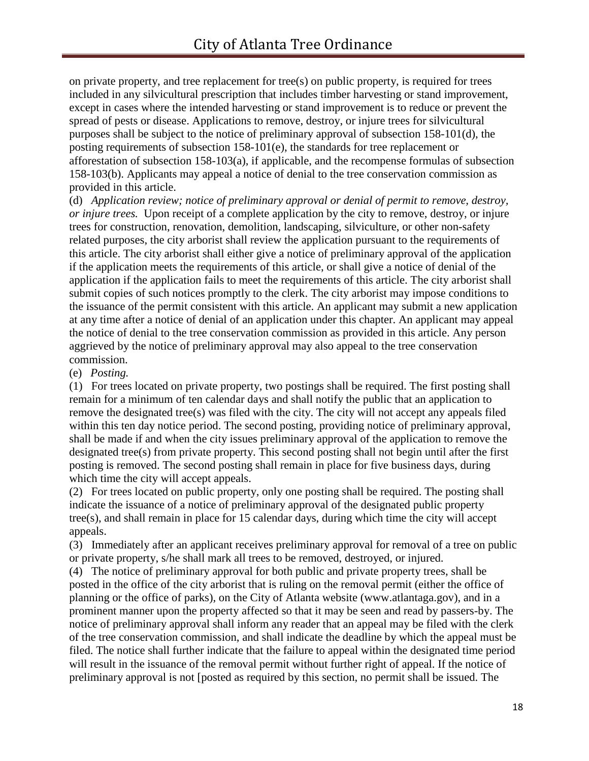on private property, and tree replacement for tree(s) on public property, is required for trees included in any silvicultural prescription that includes timber harvesting or stand improvement, except in cases where the intended harvesting or stand improvement is to reduce or prevent the spread of pests or disease. Applications to remove, destroy, or injure trees for silvicultural purposes shall be subject to the notice of preliminary approval of subsection 158-101(d), the posting requirements of subsection 158-101(e), the standards for tree replacement or afforestation of subsection 158-103(a), if applicable, and the recompense formulas of subsection 158-103(b). Applicants may appeal a notice of denial to the tree conservation commission as provided in this article.

(d) *Application review; notice of preliminary approval or denial of permit to remove, destroy, or injure trees.* Upon receipt of a complete application by the city to remove, destroy, or injure trees for construction, renovation, demolition, landscaping, silviculture, or other non-safety related purposes, the city arborist shall review the application pursuant to the requirements of this article. The city arborist shall either give a notice of preliminary approval of the application if the application meets the requirements of this article, or shall give a notice of denial of the application if the application fails to meet the requirements of this article. The city arborist shall submit copies of such notices promptly to the clerk. The city arborist may impose conditions to the issuance of the permit consistent with this article. An applicant may submit a new application at any time after a notice of denial of an application under this chapter. An applicant may appeal the notice of denial to the tree conservation commission as provided in this article. Any person aggrieved by the notice of preliminary approval may also appeal to the tree conservation commission.

(e) *Posting.*

(1) For trees located on private property, two postings shall be required. The first posting shall remain for a minimum of ten calendar days and shall notify the public that an application to remove the designated tree(s) was filed with the city. The city will not accept any appeals filed within this ten day notice period. The second posting, providing notice of preliminary approval, shall be made if and when the city issues preliminary approval of the application to remove the designated tree(s) from private property. This second posting shall not begin until after the first posting is removed. The second posting shall remain in place for five business days, during which time the city will accept appeals.

(2) For trees located on public property, only one posting shall be required. The posting shall indicate the issuance of a notice of preliminary approval of the designated public property tree(s), and shall remain in place for 15 calendar days, during which time the city will accept appeals.

(3) Immediately after an applicant receives preliminary approval for removal of a tree on public or private property, s/he shall mark all trees to be removed, destroyed, or injured.

(4) The notice of preliminary approval for both public and private property trees, shall be posted in the office of the city arborist that is ruling on the removal permit (either the office of planning or the office of parks), on the City of Atlanta website (www.atlantaga.gov), and in a prominent manner upon the property affected so that it may be seen and read by passers-by. The notice of preliminary approval shall inform any reader that an appeal may be filed with the clerk of the tree conservation commission, and shall indicate the deadline by which the appeal must be filed. The notice shall further indicate that the failure to appeal within the designated time period will result in the issuance of the removal permit without further right of appeal. If the notice of preliminary approval is not [posted as required by this section, no permit shall be issued. The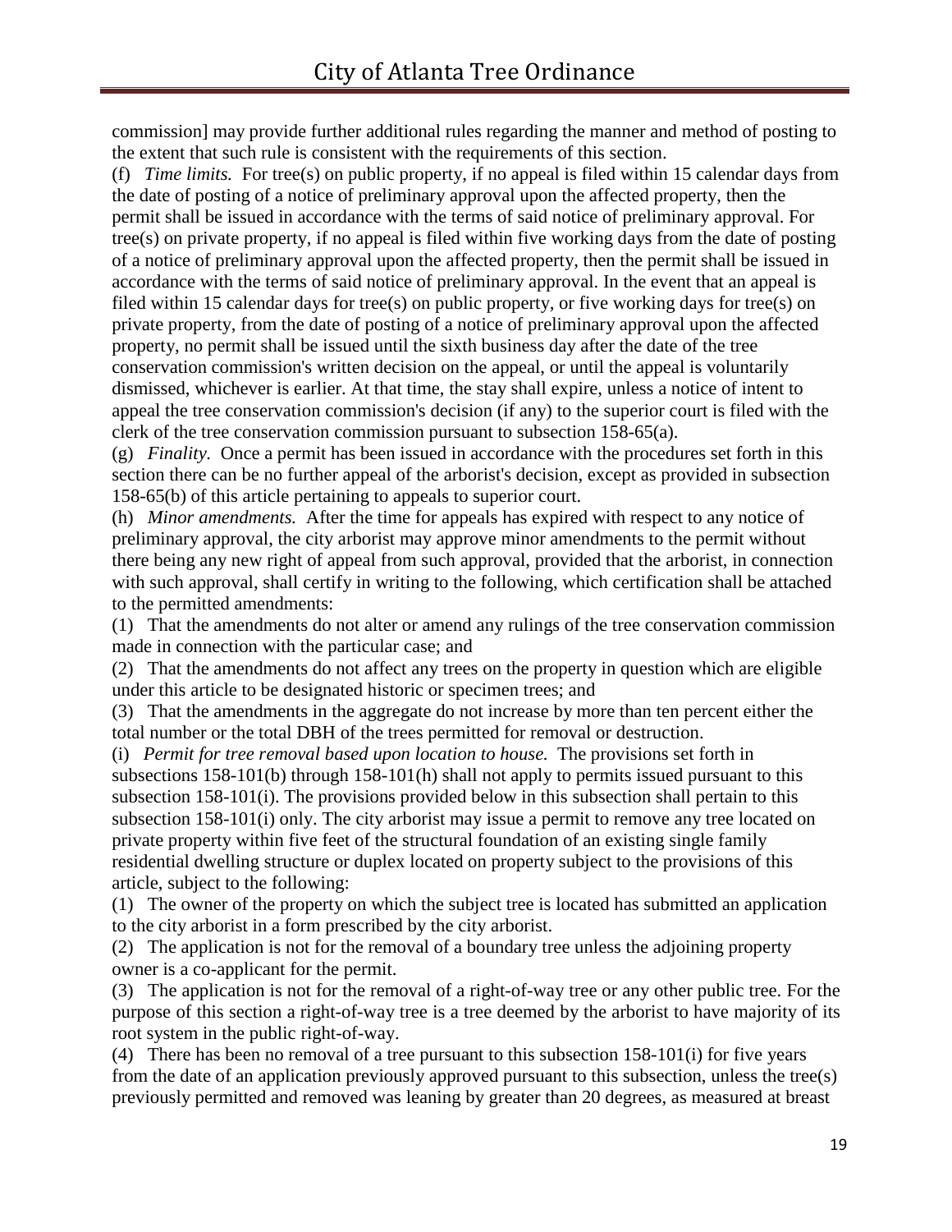commission] may provide further additional rules regarding the manner and method of posting to the extent that such rule is consistent with the requirements of this section.

(f) *Time limits.* For tree(s) on public property, if no appeal is filed within 15 calendar days from the date of posting of a notice of preliminary approval upon the affected property, then the permit shall be issued in accordance with the terms of said notice of preliminary approval. For tree(s) on private property, if no appeal is filed within five working days from the date of posting of a notice of preliminary approval upon the affected property, then the permit shall be issued in accordance with the terms of said notice of preliminary approval. In the event that an appeal is filed within 15 calendar days for tree(s) on public property, or five working days for tree(s) on private property, from the date of posting of a notice of preliminary approval upon the affected property, no permit shall be issued until the sixth business day after the date of the tree conservation commission's written decision on the appeal, or until the appeal is voluntarily dismissed, whichever is earlier. At that time, the stay shall expire, unless a notice of intent to appeal the tree conservation commission's decision (if any) to the superior court is filed with the clerk of the tree conservation commission pursuant to subsection 158-65(a).

(g) *Finality.* Once a permit has been issued in accordance with the procedures set forth in this section there can be no further appeal of the arborist's decision, except as provided in subsection 158-65(b) of this article pertaining to appeals to superior court.

(h) *Minor amendments.* After the time for appeals has expired with respect to any notice of preliminary approval, the city arborist may approve minor amendments to the permit without there being any new right of appeal from such approval, provided that the arborist, in connection with such approval, shall certify in writing to the following, which certification shall be attached to the permitted amendments:

(1) That the amendments do not alter or amend any rulings of the tree conservation commission made in connection with the particular case; and

(2) That the amendments do not affect any trees on the property in question which are eligible under this article to be designated historic or specimen trees; and

(3) That the amendments in the aggregate do not increase by more than ten percent either the total number or the total DBH of the trees permitted for removal or destruction.

(i) *Permit for tree removal based upon location to house.* The provisions set forth in subsections 158-101(b) through 158-101(h) shall not apply to permits issued pursuant to this subsection 158-101(i). The provisions provided below in this subsection shall pertain to this subsection 158-101(i) only. The city arborist may issue a permit to remove any tree located on private property within five feet of the structural foundation of an existing single family residential dwelling structure or duplex located on property subject to the provisions of this article, subject to the following:

(1) The owner of the property on which the subject tree is located has submitted an application to the city arborist in a form prescribed by the city arborist.

(2) The application is not for the removal of a boundary tree unless the adjoining property owner is a co-applicant for the permit.

(3) The application is not for the removal of a right-of-way tree or any other public tree. For the purpose of this section a right-of-way tree is a tree deemed by the arborist to have majority of its root system in the public right-of-way.

(4) There has been no removal of a tree pursuant to this subsection 158-101(i) for five years from the date of an application previously approved pursuant to this subsection, unless the tree(s) previously permitted and removed was leaning by greater than 20 degrees, as measured at breast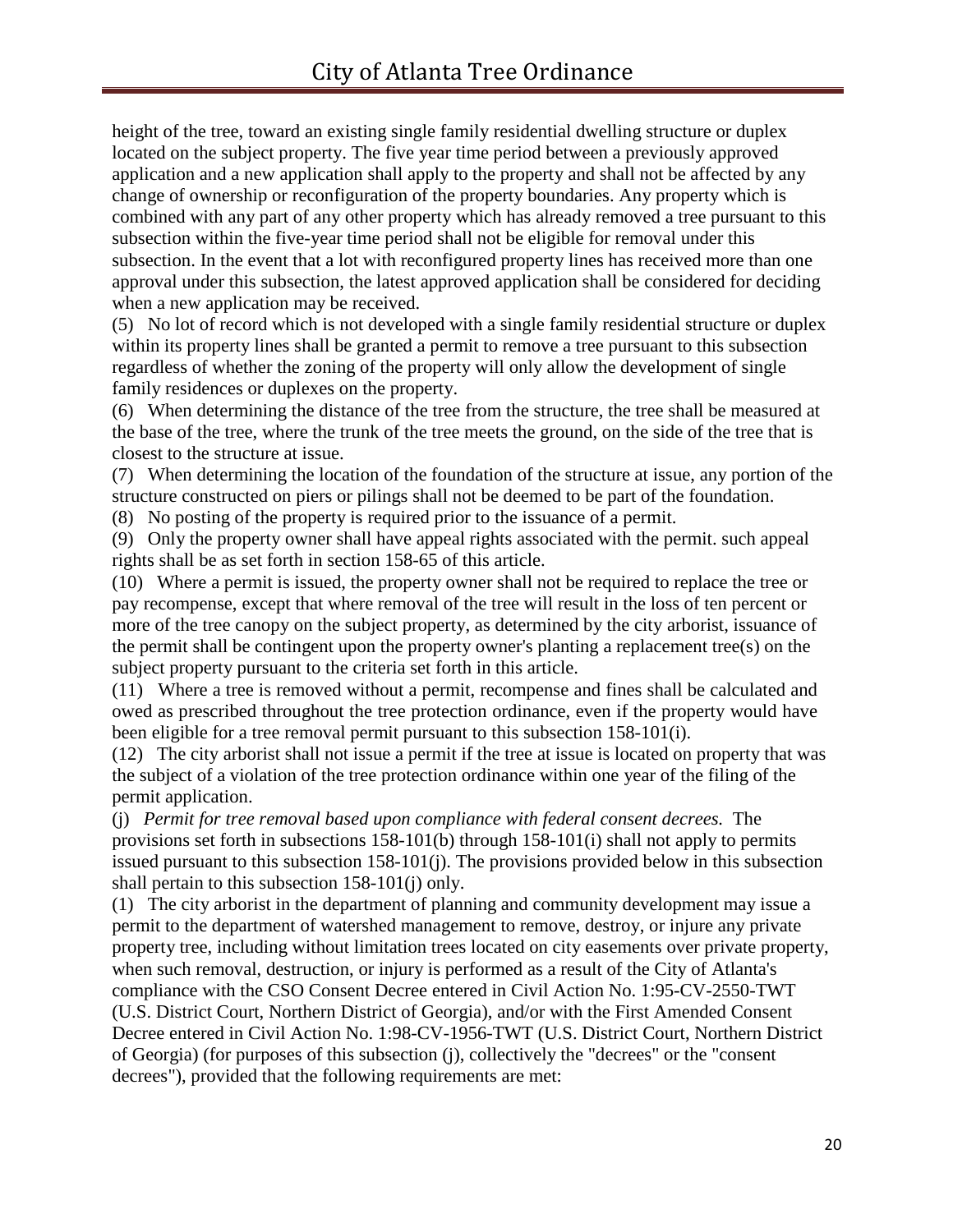height of the tree, toward an existing single family residential dwelling structure or duplex located on the subject property. The five year time period between a previously approved application and a new application shall apply to the property and shall not be affected by any change of ownership or reconfiguration of the property boundaries. Any property which is combined with any part of any other property which has already removed a tree pursuant to this subsection within the five-year time period shall not be eligible for removal under this subsection. In the event that a lot with reconfigured property lines has received more than one approval under this subsection, the latest approved application shall be considered for deciding when a new application may be received.

(5) No lot of record which is not developed with a single family residential structure or duplex within its property lines shall be granted a permit to remove a tree pursuant to this subsection regardless of whether the zoning of the property will only allow the development of single family residences or duplexes on the property.

(6) When determining the distance of the tree from the structure, the tree shall be measured at the base of the tree, where the trunk of the tree meets the ground, on the side of the tree that is closest to the structure at issue.

(7) When determining the location of the foundation of the structure at issue, any portion of the structure constructed on piers or pilings shall not be deemed to be part of the foundation.

(8) No posting of the property is required prior to the issuance of a permit.

(9) Only the property owner shall have appeal rights associated with the permit. such appeal rights shall be as set forth in section 158-65 of this article.

(10) Where a permit is issued, the property owner shall not be required to replace the tree or pay recompense, except that where removal of the tree will result in the loss of ten percent or more of the tree canopy on the subject property, as determined by the city arborist, issuance of the permit shall be contingent upon the property owner's planting a replacement tree(s) on the subject property pursuant to the criteria set forth in this article.

(11) Where a tree is removed without a permit, recompense and fines shall be calculated and owed as prescribed throughout the tree protection ordinance, even if the property would have been eligible for a tree removal permit pursuant to this subsection 158-101(i).

(12) The city arborist shall not issue a permit if the tree at issue is located on property that was the subject of a violation of the tree protection ordinance within one year of the filing of the permit application.

(j) *Permit for tree removal based upon compliance with federal consent decrees.* The provisions set forth in subsections 158-101(b) through 158-101(i) shall not apply to permits issued pursuant to this subsection 158-101(j). The provisions provided below in this subsection shall pertain to this subsection 158-101(j) only.

(1) The city arborist in the department of planning and community development may issue a permit to the department of watershed management to remove, destroy, or injure any private property tree, including without limitation trees located on city easements over private property, when such removal, destruction, or injury is performed as a result of the City of Atlanta's compliance with the CSO Consent Decree entered in Civil Action No. 1:95-CV-2550-TWT (U.S. District Court, Northern District of Georgia), and/or with the First Amended Consent Decree entered in Civil Action No. 1:98-CV-1956-TWT (U.S. District Court, Northern District of Georgia) (for purposes of this subsection (j), collectively the "decrees" or the "consent decrees"), provided that the following requirements are met: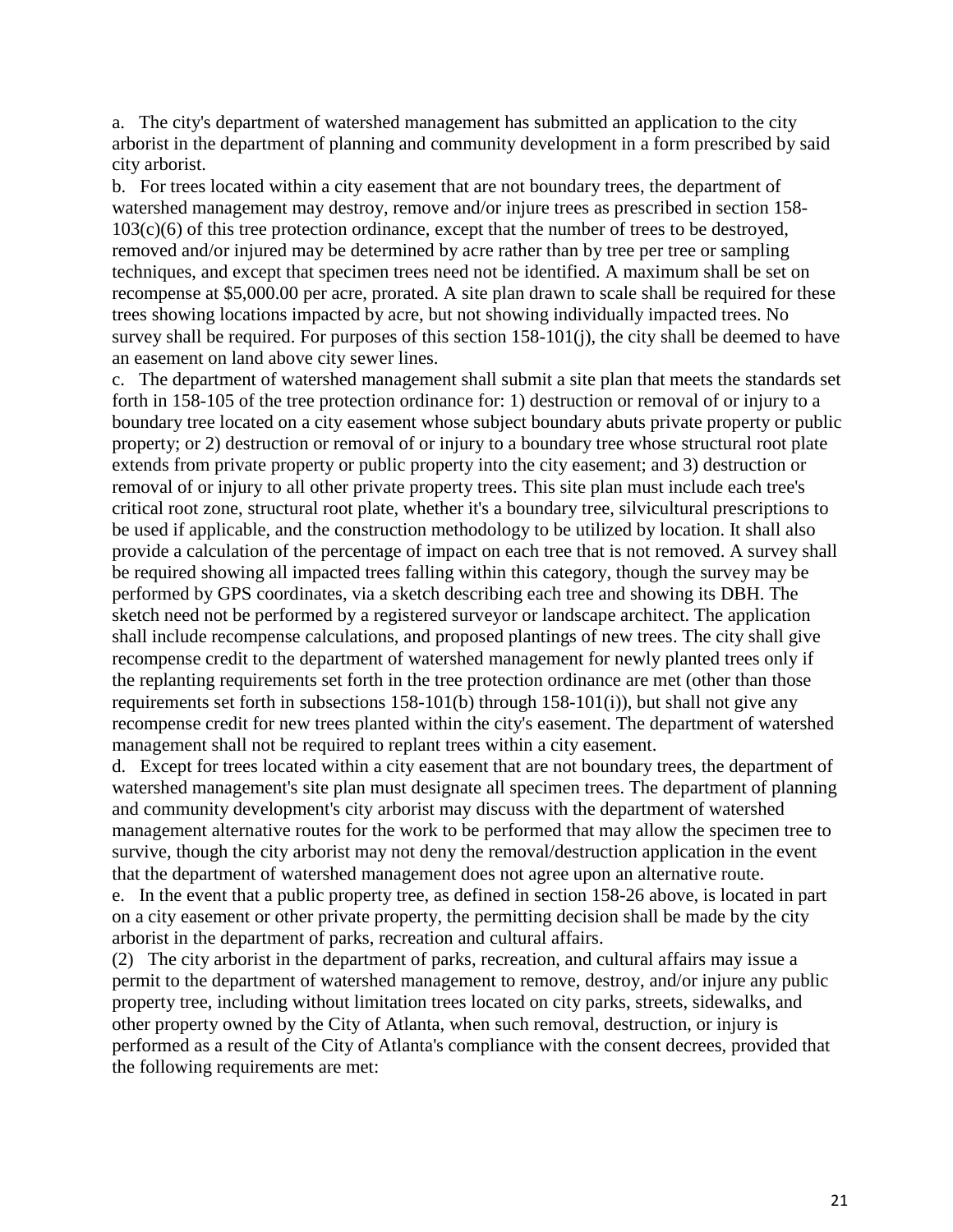a. The city's department of watershed management has submitted an application to the city arborist in the department of planning and community development in a form prescribed by said city arborist.

b. For trees located within a city easement that are not boundary trees, the department of watershed management may destroy, remove and/or injure trees as prescribed in section 158-103(c)(6) of this tree protection ordinance, except that the number of trees to be destroyed, removed and/or injured may be determined by acre rather than by tree per tree or sampling techniques, and except that specimen trees need not be identified. A maximum shall be set on recompense at $5,000.00 per acre, prorated. A site plan drawn to scale shall be required for these trees showing locations impacted by acre, but not showing individually impacted trees. No survey shall be required. For purposes of this section 158-101(j), the city shall be deemed to have an easement on land above city sewer lines.

c. The department of watershed management shall submit a site plan that meets the standards set forth in 158-105 of the tree protection ordinance for: 1) destruction or removal of or injury to a boundary tree located on a city easement whose subject boundary abuts private property or public property; or 2) destruction or removal of or injury to a boundary tree whose structural root plate extends from private property or public property into the city easement; and 3) destruction or removal of or injury to all other private property trees. This site plan must include each tree's critical root zone, structural root plate, whether it's a boundary tree, silvicultural prescriptions to be used if applicable, and the construction methodology to be utilized by location. It shall also provide a calculation of the percentage of impact on each tree that is not removed. A survey shall be required showing all impacted trees falling within this category, though the survey may be performed by GPS coordinates, via a sketch describing each tree and showing its DBH. The sketch need not be performed by a registered surveyor or landscape architect. The application shall include recompense calculations, and proposed plantings of new trees. The city shall give recompense credit to the department of watershed management for newly planted trees only if the replanting requirements set forth in the tree protection ordinance are met (other than those requirements set forth in subsections 158-101(b) through 158-101(i)), but shall not give any recompense credit for new trees planted within the city's easement. The department of watershed management shall not be required to replant trees within a city easement.

d. Except for trees located within a city easement that are not boundary trees, the department of watershed management's site plan must designate all specimen trees. The department of planning and community development's city arborist may discuss with the department of watershed management alternative routes for the work to be performed that may allow the specimen tree to survive, though the city arborist may not deny the removal/destruction application in the event that the department of watershed management does not agree upon an alternative route.

e. In the event that a public property tree, as defined in section 158-26 above, is located in part on a city easement or other private property, the permitting decision shall be made by the city arborist in the department of parks, recreation and cultural affairs.

(2) The city arborist in the department of parks, recreation, and cultural affairs may issue a permit to the department of watershed management to remove, destroy, and/or injure any public property tree, including without limitation trees located on city parks, streets, sidewalks, and other property owned by the City of Atlanta, when such removal, destruction, or injury is performed as a result of the City of Atlanta's compliance with the consent decrees, provided that the following requirements are met: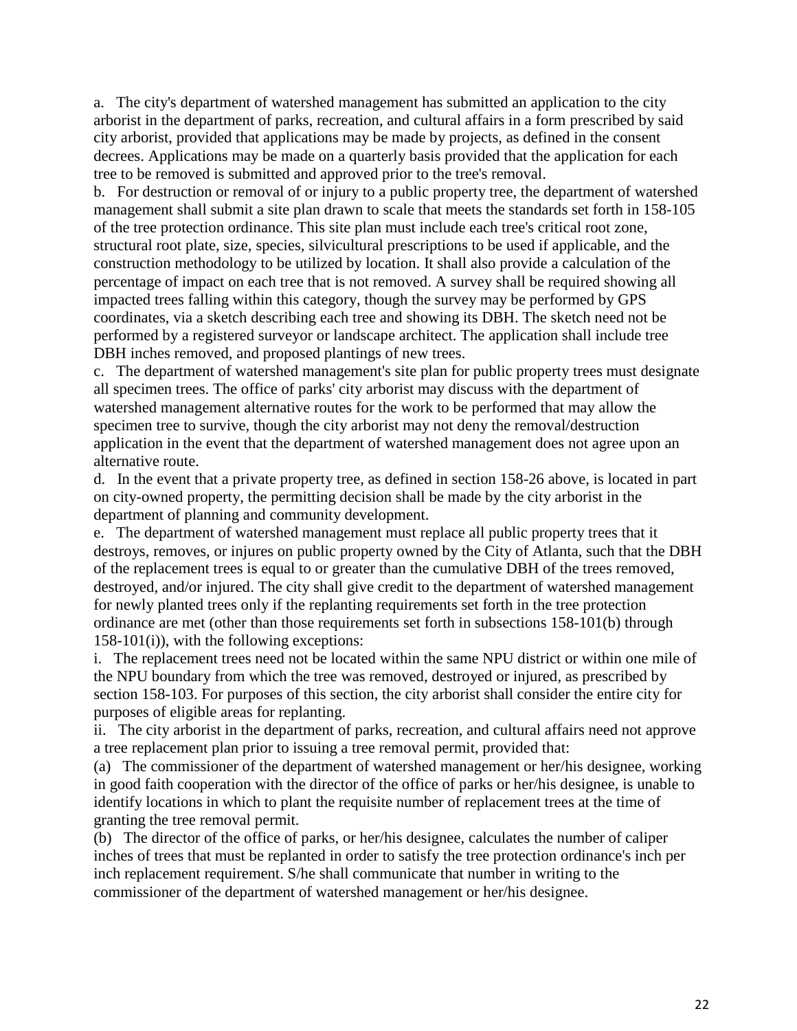a. The city's department of watershed management has submitted an application to the city arborist in the department of parks, recreation, and cultural affairs in a form prescribed by said city arborist, provided that applications may be made by projects, as defined in the consent decrees. Applications may be made on a quarterly basis provided that the application for each tree to be removed is submitted and approved prior to the tree's removal.

b. For destruction or removal of or injury to a public property tree, the department of watershed management shall submit a site plan drawn to scale that meets the standards set forth in 158-105 of the tree protection ordinance. This site plan must include each tree's critical root zone, structural root plate, size, species, silvicultural prescriptions to be used if applicable, and the construction methodology to be utilized by location. It shall also provide a calculation of the percentage of impact on each tree that is not removed. A survey shall be required showing all impacted trees falling within this category, though the survey may be performed by GPS coordinates, via a sketch describing each tree and showing its DBH. The sketch need not be performed by a registered surveyor or landscape architect. The application shall include tree DBH inches removed, and proposed plantings of new trees.

c. The department of watershed management's site plan for public property trees must designate all specimen trees. The office of parks' city arborist may discuss with the department of watershed management alternative routes for the work to be performed that may allow the specimen tree to survive, though the city arborist may not deny the removal/destruction application in the event that the department of watershed management does not agree upon an alternative route.

d. In the event that a private property tree, as defined in section 158-26 above, is located in part on city-owned property, the permitting decision shall be made by the city arborist in the department of planning and community development.

e. The department of watershed management must replace all public property trees that it destroys, removes, or injures on public property owned by the City of Atlanta, such that the DBH of the replacement trees is equal to or greater than the cumulative DBH of the trees removed, destroyed, and/or injured. The city shall give credit to the department of watershed management for newly planted trees only if the replanting requirements set forth in the tree protection ordinance are met (other than those requirements set forth in subsections 158-101(b) through 158-101(i)), with the following exceptions:

i. The replacement trees need not be located within the same NPU district or within one mile of the NPU boundary from which the tree was removed, destroyed or injured, as prescribed by section 158-103. For purposes of this section, the city arborist shall consider the entire city for purposes of eligible areas for replanting.

ii. The city arborist in the department of parks, recreation, and cultural affairs need not approve a tree replacement plan prior to issuing a tree removal permit, provided that:

(a) The commissioner of the department of watershed management or her/his designee, working in good faith cooperation with the director of the office of parks or her/his designee, is unable to identify locations in which to plant the requisite number of replacement trees at the time of granting the tree removal permit.

(b) The director of the office of parks, or her/his designee, calculates the number of caliper inches of trees that must be replanted in order to satisfy the tree protection ordinance's inch per inch replacement requirement. S/he shall communicate that number in writing to the commissioner of the department of watershed management or her/his designee.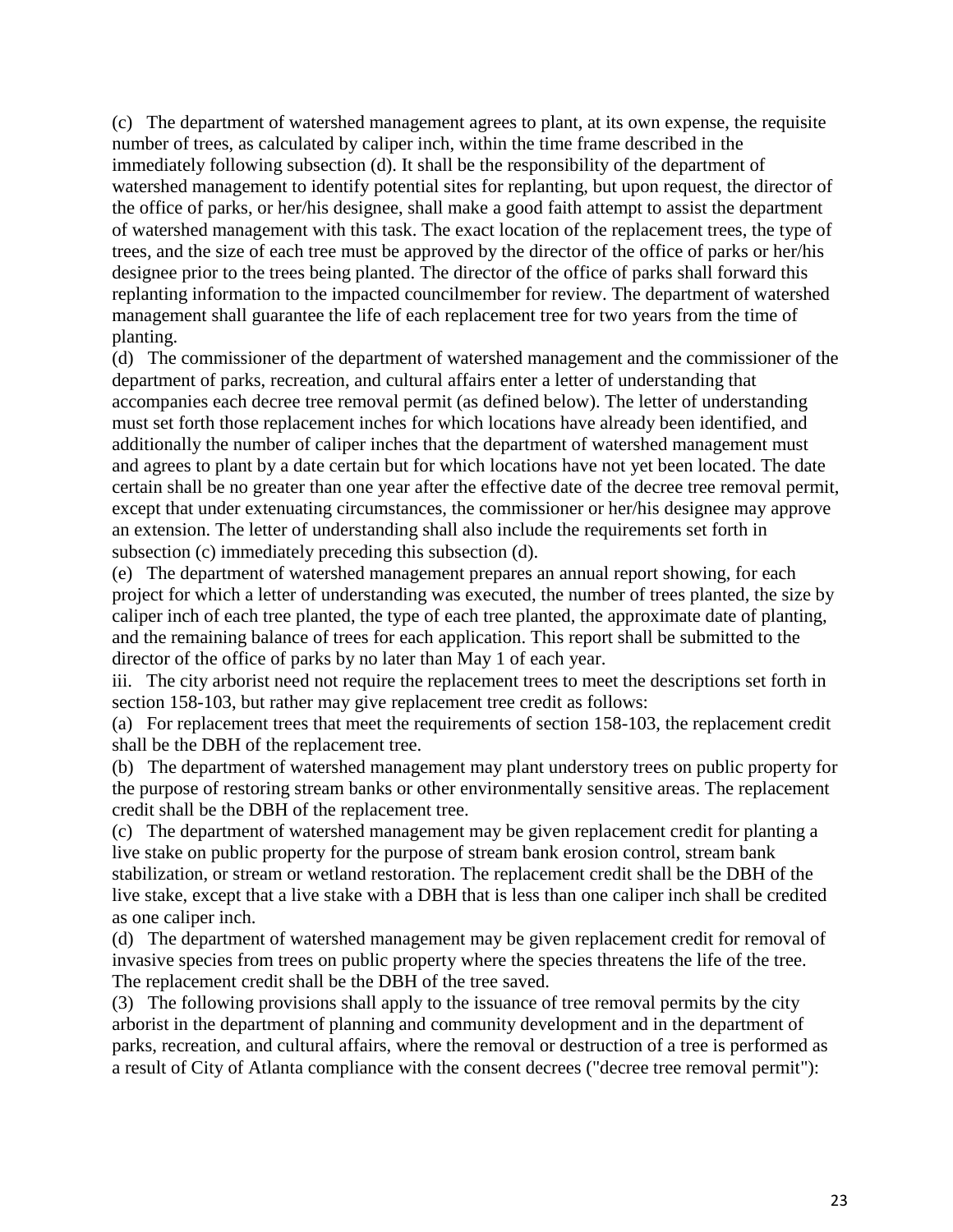(c) The department of watershed management agrees to plant, at its own expense, the requisite number of trees, as calculated by caliper inch, within the time frame described in the immediately following subsection (d). It shall be the responsibility of the department of watershed management to identify potential sites for replanting, but upon request, the director of the office of parks, or her/his designee, shall make a good faith attempt to assist the department of watershed management with this task. The exact location of the replacement trees, the type of trees, and the size of each tree must be approved by the director of the office of parks or her/his designee prior to the trees being planted. The director of the office of parks shall forward this replanting information to the impacted councilmember for review. The department of watershed management shall guarantee the life of each replacement tree for two years from the time of planting.

(d) The commissioner of the department of watershed management and the commissioner of the department of parks, recreation, and cultural affairs enter a letter of understanding that accompanies each decree tree removal permit (as defined below). The letter of understanding must set forth those replacement inches for which locations have already been identified, and additionally the number of caliper inches that the department of watershed management must and agrees to plant by a date certain but for which locations have not yet been located. The date certain shall be no greater than one year after the effective date of the decree tree removal permit, except that under extenuating circumstances, the commissioner or her/his designee may approve an extension. The letter of understanding shall also include the requirements set forth in subsection (c) immediately preceding this subsection (d).

(e) The department of watershed management prepares an annual report showing, for each project for which a letter of understanding was executed, the number of trees planted, the size by caliper inch of each tree planted, the type of each tree planted, the approximate date of planting, and the remaining balance of trees for each application. This report shall be submitted to the director of the office of parks by no later than May 1 of each year.

iii. The city arborist need not require the replacement trees to meet the descriptions set forth in section 158-103, but rather may give replacement tree credit as follows:

(a) For replacement trees that meet the requirements of section 158-103, the replacement credit shall be the DBH of the replacement tree.

(b) The department of watershed management may plant understory trees on public property for the purpose of restoring stream banks or other environmentally sensitive areas. The replacement credit shall be the DBH of the replacement tree.

(c) The department of watershed management may be given replacement credit for planting a live stake on public property for the purpose of stream bank erosion control, stream bank stabilization, or stream or wetland restoration. The replacement credit shall be the DBH of the live stake, except that a live stake with a DBH that is less than one caliper inch shall be credited as one caliper inch.

(d) The department of watershed management may be given replacement credit for removal of invasive species from trees on public property where the species threatens the life of the tree. The replacement credit shall be the DBH of the tree saved.

(3) The following provisions shall apply to the issuance of tree removal permits by the city arborist in the department of planning and community development and in the department of parks, recreation, and cultural affairs, where the removal or destruction of a tree is performed as a result of City of Atlanta compliance with the consent decrees ("decree tree removal permit"):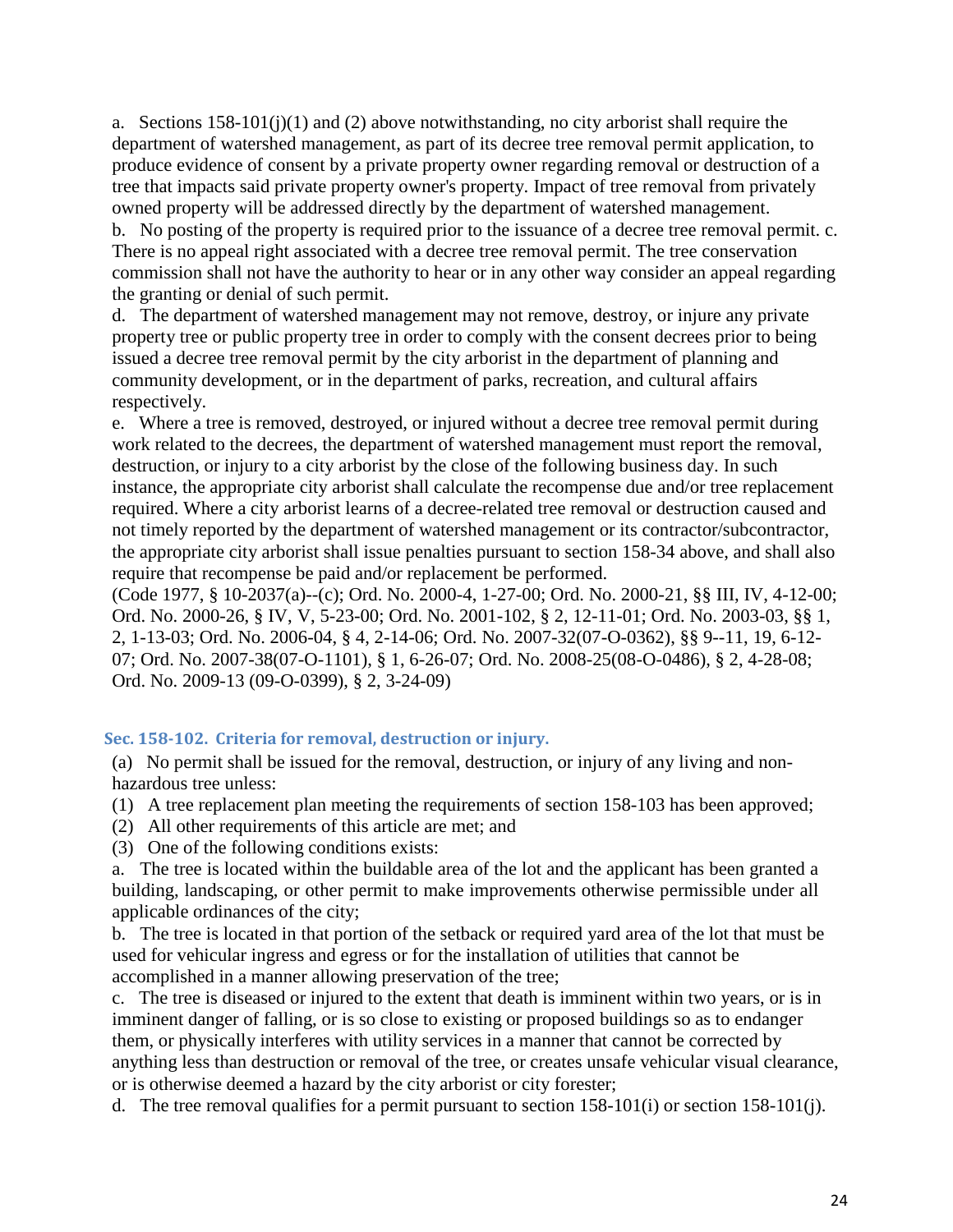a. Sections 158-101(j)(1) and (2) above notwithstanding, no city arborist shall require the department of watershed management, as part of its decree tree removal permit application, to produce evidence of consent by a private property owner regarding removal or destruction of a tree that impacts said private property owner's property. Impact of tree removal from privately owned property will be addressed directly by the department of watershed management.

b. No posting of the property is required prior to the issuance of a decree tree removal permit. c. There is no appeal right associated with a decree tree removal permit. The tree conservation commission shall not have the authority to hear or in any other way consider an appeal regarding the granting or denial of such permit.

d. The department of watershed management may not remove, destroy, or injure any private property tree or public property tree in order to comply with the consent decrees prior to being issued a decree tree removal permit by the city arborist in the department of planning and community development, or in the department of parks, recreation, and cultural affairs respectively.

e. Where a tree is removed, destroyed, or injured without a decree tree removal permit during work related to the decrees, the department of watershed management must report the removal, destruction, or injury to a city arborist by the close of the following business day. In such instance, the appropriate city arborist shall calculate the recompense due and/or tree replacement required. Where a city arborist learns of a decree-related tree removal or destruction caused and not timely reported by the department of watershed management or its contractor/subcontractor, the appropriate city arborist shall issue penalties pursuant to section 158-34 above, and shall also require that recompense be paid and/or replacement be performed.

(Code 1977, § 10-2037(a)--(c); Ord. No. 2000-4, 1-27-00; Ord. No. 2000-21, §§ III, IV, 4-12-00; Ord. No. 2000-26, § IV, V, 5-23-00; Ord. No. 2001-102, § 2, 12-11-01; Ord. No. 2003-03, §§ 1, 2, 1-13-03; Ord. No. 2006-04, § 4, 2-14-06; Ord. No. 2007-32(07-O-0362), §§ 9--11, 19, 6-12-07; Ord. No. 2007-38(07-O-1101), § 1, 6-26-07; Ord. No. 2008-25(08-O-0486), § 2, 4-28-08; Ord. No. 2009-13 (09-O-0399), § 2, 3-24-09)

### Sec. 158-102. Criteria for removal, destruction or injury.

(a) No permit shall be issued for the removal, destruction, or injury of any living and non-hazardous tree unless:

(1) A tree replacement plan meeting the requirements of section 158-103 has been approved;

(2) All other requirements of this article are met; and

(3) One of the following conditions exists:

a. The tree is located within the buildable area of the lot and the applicant has been granted a building, landscaping, or other permit to make improvements otherwise permissible under all applicable ordinances of the city;

b. The tree is located in that portion of the setback or required yard area of the lot that must be used for vehicular ingress and egress or for the installation of utilities that cannot be accomplished in a manner allowing preservation of the tree;

c. The tree is diseased or injured to the extent that death is imminent within two years, or is in imminent danger of falling, or is so close to existing or proposed buildings so as to endanger them, or physically interferes with utility services in a manner that cannot be corrected by anything less than destruction or removal of the tree, or creates unsafe vehicular visual clearance, or is otherwise deemed a hazard by the city arborist or city forester;

d. The tree removal qualifies for a permit pursuant to section 158-101(i) or section 158-101(j).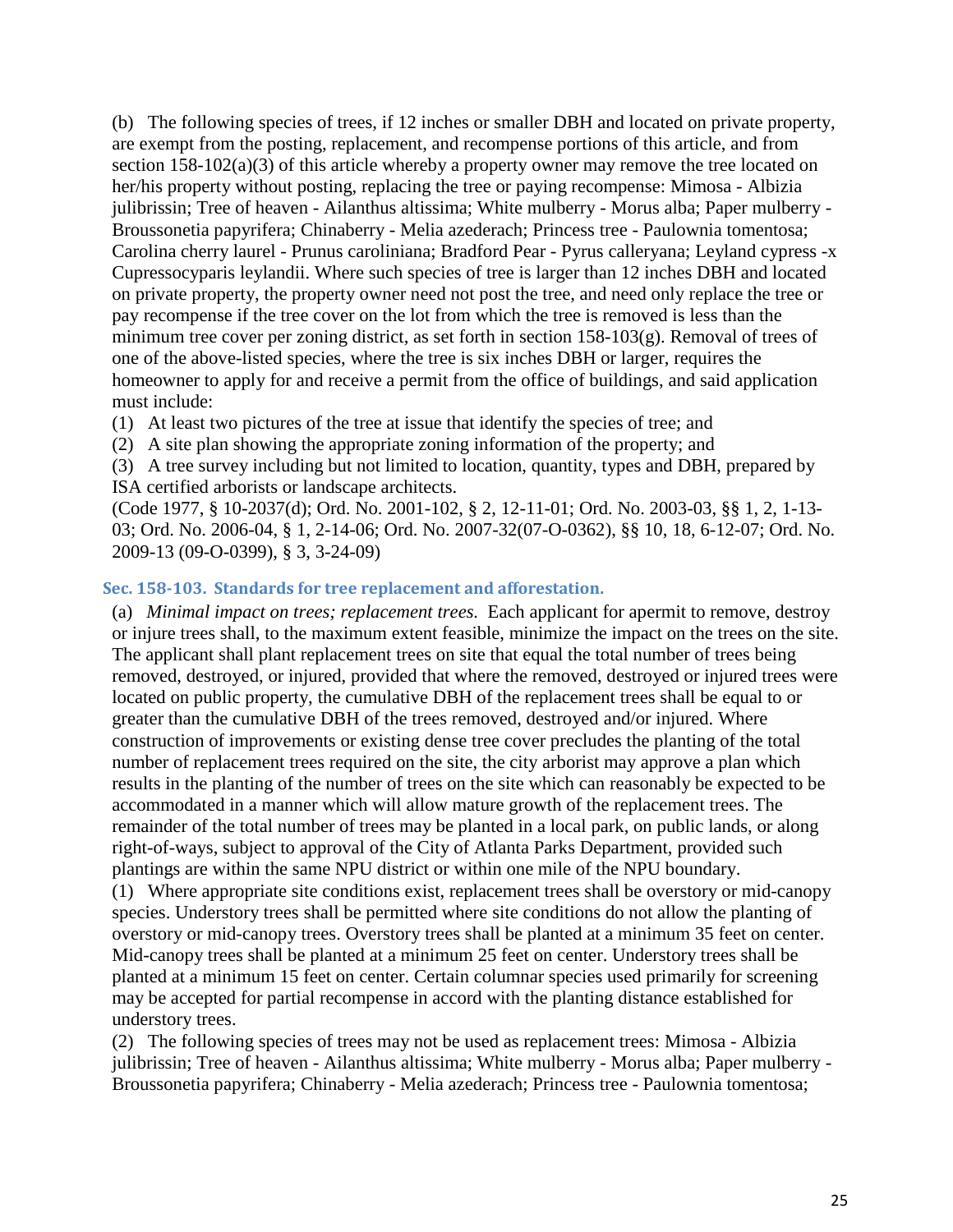(b) The following species of trees, if 12 inches or smaller DBH and located on private property, are exempt from the posting, replacement, and recompense portions of this article, and from section 158-102(a)(3) of this article whereby a property owner may remove the tree located on her/his property without posting, replacing the tree or paying recompense: Mimosa - Albizia julibrissin; Tree of heaven - Ailanthus altissima; White mulberry - Morus alba; Paper mulberry - Broussonetia papyrifera; Chinaberry - Melia azederach; Princess tree - Paulownia tomentosa; Carolina cherry laurel - Prunus caroliniana; Bradford Pear - Pyrus calleryana; Leyland cypress -x Cupressocyparis leylandii. Where such species of tree is larger than 12 inches DBH and located on private property, the property owner need not post the tree, and need only replace the tree or pay recompense if the tree cover on the lot from which the tree is removed is less than the minimum tree cover per zoning district, as set forth in section 158-103(g). Removal of trees of one of the above-listed species, where the tree is six inches DBH or larger, requires the homeowner to apply for and receive a permit from the office of buildings, and said application must include:

(1) At least two pictures of the tree at issue that identify the species of tree; and

(2) A site plan showing the appropriate zoning information of the property; and

(3) A tree survey including but not limited to location, quantity, types and DBH, prepared by ISA certified arborists or landscape architects.

(Code 1977, § 10-2037(d); Ord. No. 2001-102, § 2, 12-11-01; Ord. No. 2003-03, §§ 1, 2, 1-13-03; Ord. No. 2006-04, § 1, 2-14-06; Ord. No. 2007-32(07-O-0362), §§ 10, 18, 6-12-07; Ord. No. 2009-13 (09-O-0399), § 3, 3-24-09)

### Sec. 158-103. Standards for tree replacement and afforestation.

(a) *Minimal impact on trees; replacement trees.* Each applicant for apermit to remove, destroy or injure trees shall, to the maximum extent feasible, minimize the impact on the trees on the site. The applicant shall plant replacement trees on site that equal the total number of trees being removed, destroyed, or injured, provided that where the removed, destroyed or injured trees were located on public property, the cumulative DBH of the replacement trees shall be equal to or greater than the cumulative DBH of the trees removed, destroyed and/or injured. Where construction of improvements or existing dense tree cover precludes the planting of the total number of replacement trees required on the site, the city arborist may approve a plan which results in the planting of the number of trees on the site which can reasonably be expected to be accommodated in a manner which will allow mature growth of the replacement trees. The remainder of the total number of trees may be planted in a local park, on public lands, or along right-of-ways, subject to approval of the City of Atlanta Parks Department, provided such plantings are within the same NPU district or within one mile of the NPU boundary.

(1) Where appropriate site conditions exist, replacement trees shall be overstory or mid-canopy species. Understory trees shall be permitted where site conditions do not allow the planting of overstory or mid-canopy trees. Overstory trees shall be planted at a minimum 35 feet on center. Mid-canopy trees shall be planted at a minimum 25 feet on center. Understory trees shall be planted at a minimum 15 feet on center. Certain columnar species used primarily for screening may be accepted for partial recompense in accord with the planting distance established for understory trees.

(2) The following species of trees may not be used as replacement trees: Mimosa - Albizia julibrissin; Tree of heaven - Ailanthus altissima; White mulberry - Morus alba; Paper mulberry - Broussonetia papyrifera; Chinaberry - Melia azederach; Princess tree - Paulownia tomentosa;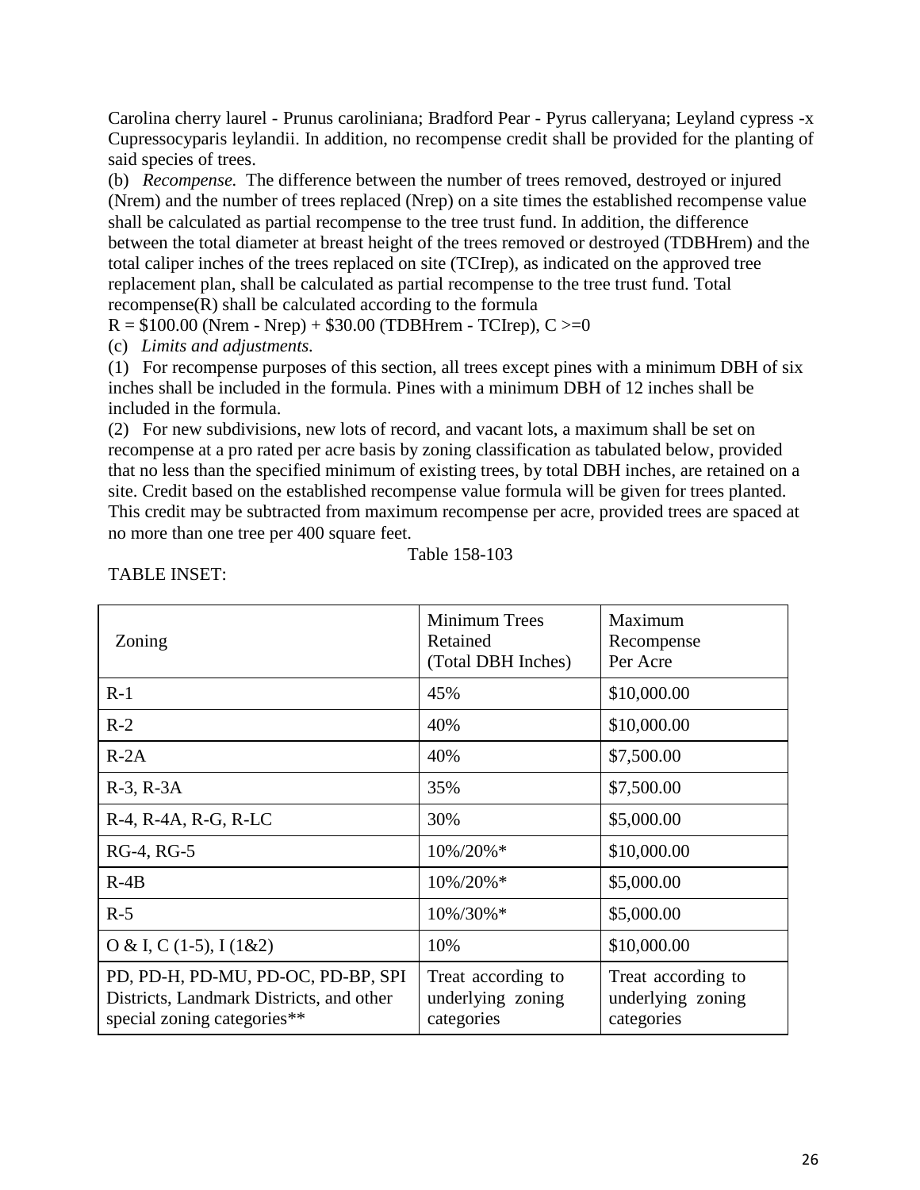Carolina cherry laurel - Prunus caroliniana; Bradford Pear - Pyrus calleryana; Leyland cypress -x Cupressocyparis leylandii. In addition, no recompense credit shall be provided for the planting of said species of trees.

(b) *Recompense.* The difference between the number of trees removed, destroyed or injured (Nrem) and the number of trees replaced (Nrep) on a site times the established recompense value shall be calculated as partial recompense to the tree trust fund. In addition, the difference between the total diameter at breast height of the trees removed or destroyed (TDBHrem) and the total caliper inches of the trees replaced on site (TCIrep), as indicated on the approved tree replacement plan, shall be calculated as partial recompense to the tree trust fund. Total recompense(R) shall be calculated according to the formula

$R = \$100.00 (Nrem - Nrep) + \$30.00 (TDBHrem - TCIrep), C >= 0$

(c) *Limits and adjustments.*

(1) For recompense purposes of this section, all trees except pines with a minimum DBH of six inches shall be included in the formula. Pines with a minimum DBH of 12 inches shall be included in the formula.

(2) For new subdivisions, new lots of record, and vacant lots, a maximum shall be set on recompense at a pro rated per acre basis by zoning classification as tabulated below, provided that no less than the specified minimum of existing trees, by total DBH inches, are retained on a site. Credit based on the established recompense value formula will be given for trees planted. This credit may be subtracted from maximum recompense per acre, provided trees are spaced at no more than one tree per 400 square feet.

Table 158-103

TABLE INSET:

| Zoning | Minimum Trees Retained (Total DBH Inches) | Maximum Recompense Per Acre |
|---|---|---|
| R-1 | 45% | $10,000.00 |
| R-2 | 40% | $10,000.00 |
| R-2A | 40% | $7,500.00 |
| R-3, R-3A | 35% | $7,500.00 |
| R-4, R-4A, R-G, R-LC | 30% | $5,000.00 |
| RG-4, RG-5 | 10%/20%* | $10,000.00 |
| R-4B | 10%/20%* | $5,000.00 |
| R-5 | 10%/30%* | $5,000.00 |
| O & I, C (1-5), I (1&2) | 10% | $10,000.00 |
| PD, PD-H, PD-MU, PD-OC, PD-BP, SPI Districts, Landmark Districts, and other special zoning categories** | Treat according to underlying zoning categories | Treat according to underlying zoning categories |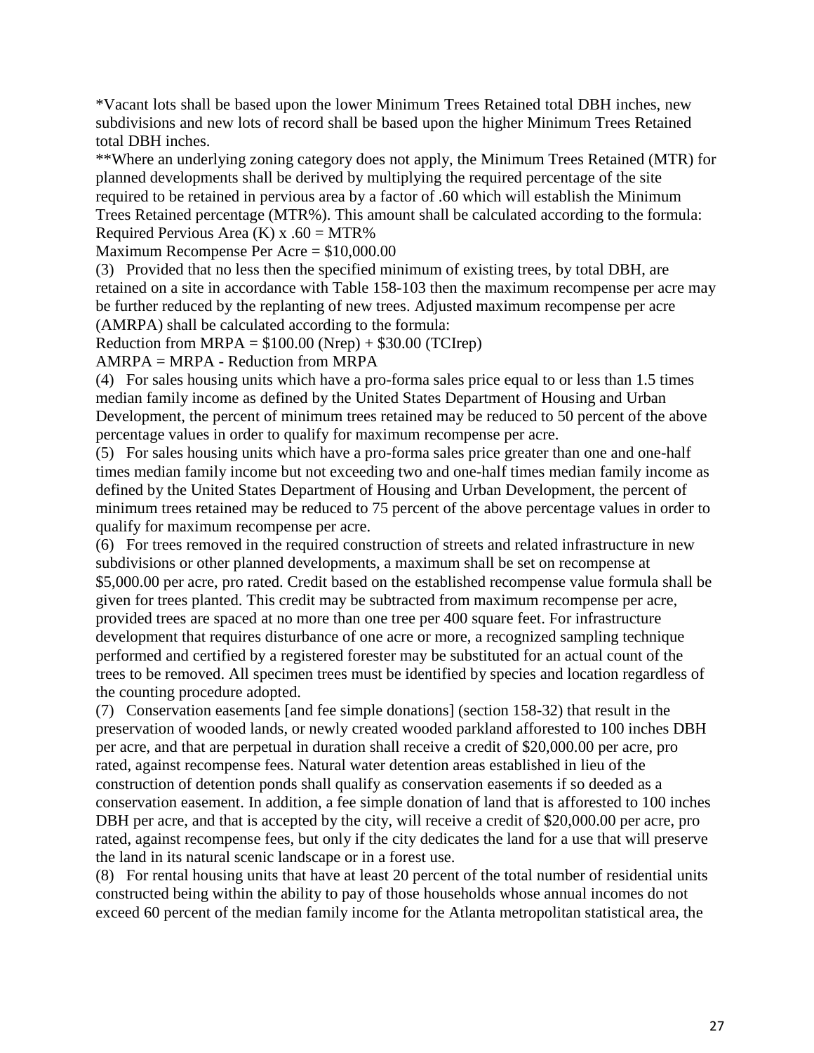*Vacant lots shall be based upon the lower Minimum Trees Retained total DBH inches, new subdivisions and new lots of record shall be based upon the higher Minimum Trees Retained total DBH inches.

**Where an underlying zoning category does not apply, the Minimum Trees Retained (MTR) for planned developments shall be derived by multiplying the required percentage of the site required to be retained in pervious area by a factor of .60 which will establish the Minimum Trees Retained percentage (MTR%). This amount shall be calculated according to the formula:

Required Pervious Area (K) x .60 = MTR%

Maximum Recompense Per Acre = $10,000.00

(3) Provided that no less then the specified minimum of existing trees, by total DBH, are retained on a site in accordance with Table 158-103 then the maximum recompense per acre may be further reduced by the replanting of new trees. Adjusted maximum recompense per acre (AMRPA) shall be calculated according to the formula:

Reduction from MRPA = $100.00 (Nrep) + $30.00 (TCIrep)

AMRPA = MRPA - Reduction from MRPA

(4) For sales housing units which have a pro-forma sales price equal to or less than 1.5 times median family income as defined by the United States Department of Housing and Urban Development, the percent of minimum trees retained may be reduced to 50 percent of the above percentage values in order to qualify for maximum recompense per acre.

(5) For sales housing units which have a pro-forma sales price greater than one and one-half times median family income but not exceeding two and one-half times median family income as defined by the United States Department of Housing and Urban Development, the percent of minimum trees retained may be reduced to 75 percent of the above percentage values in order to qualify for maximum recompense per acre.

(6) For trees removed in the required construction of streets and related infrastructure in new subdivisions or other planned developments, a maximum shall be set on recompense at $5,000.00 per acre, pro rated. Credit based on the established recompense value formula shall be given for trees planted. This credit may be subtracted from maximum recompense per acre, provided trees are spaced at no more than one tree per 400 square feet. For infrastructure development that requires disturbance of one acre or more, a recognized sampling technique performed and certified by a registered forester may be substituted for an actual count of the trees to be removed. All specimen trees must be identified by species and location regardless of the counting procedure adopted.

(7) Conservation easements [and fee simple donations] (section 158-32) that result in the preservation of wooded lands, or newly created wooded parkland afforested to 100 inches DBH per acre, and that are perpetual in duration shall receive a credit of $20,000.00 per acre, pro rated, against recompense fees. Natural water detention areas established in lieu of the construction of detention ponds shall qualify as conservation easements if so deeded as a conservation easement. In addition, a fee simple donation of land that is afforested to 100 inches DBH per acre, and that is accepted by the city, will receive a credit of $20,000.00 per acre, pro rated, against recompense fees, but only if the city dedicates the land for a use that will preserve the land in its natural scenic landscape or in a forest use.

(8) For rental housing units that have at least 20 percent of the total number of residential units constructed being within the ability to pay of those households whose annual incomes do not exceed 60 percent of the median family income for the Atlanta metropolitan statistical area, the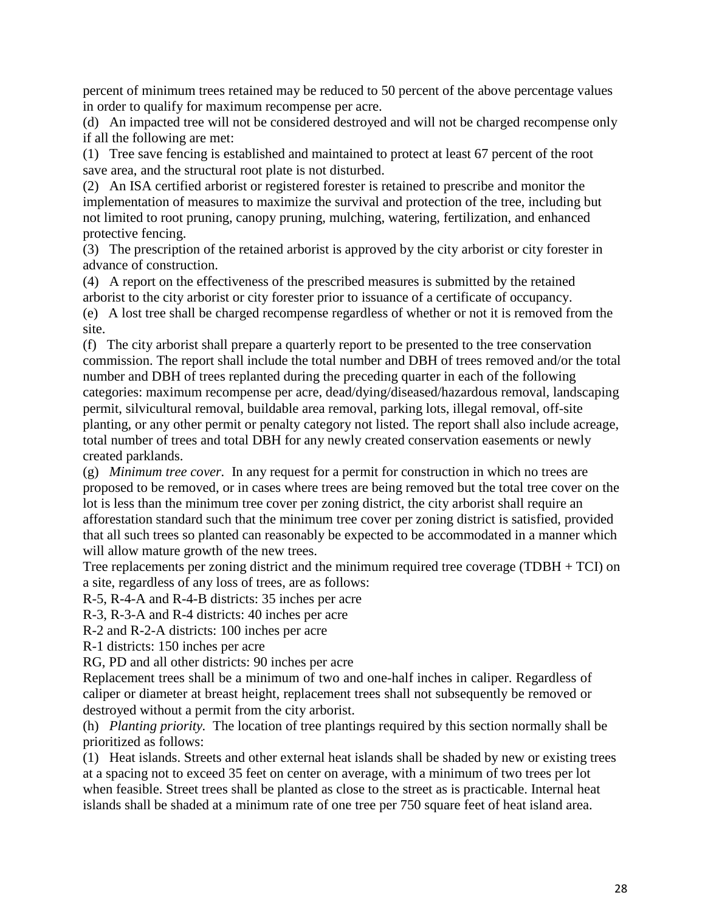percent of minimum trees retained may be reduced to 50 percent of the above percentage values in order to qualify for maximum recompense per acre.

(d) An impacted tree will not be considered destroyed and will not be charged recompense only if all the following are met:

(1) Tree save fencing is established and maintained to protect at least 67 percent of the root save area, and the structural root plate is not disturbed.

(2) An ISA certified arborist or registered forester is retained to prescribe and monitor the implementation of measures to maximize the survival and protection of the tree, including but not limited to root pruning, canopy pruning, mulching, watering, fertilization, and enhanced protective fencing.

(3) The prescription of the retained arborist is approved by the city arborist or city forester in advance of construction.

(4) A report on the effectiveness of the prescribed measures is submitted by the retained arborist to the city arborist or city forester prior to issuance of a certificate of occupancy.

(e) A lost tree shall be charged recompense regardless of whether or not it is removed from the site.

(f) The city arborist shall prepare a quarterly report to be presented to the tree conservation commission. The report shall include the total number and DBH of trees removed and/or the total number and DBH of trees replanted during the preceding quarter in each of the following categories: maximum recompense per acre, dead/dying/diseased/hazardous removal, landscaping permit, silvicultural removal, buildable area removal, parking lots, illegal removal, off-site planting, or any other permit or penalty category not listed. The report shall also include acreage, total number of trees and total DBH for any newly created conservation easements or newly created parklands.

(g) *Minimum tree cover.* In any request for a permit for construction in which no trees are proposed to be removed, or in cases where trees are being removed but the total tree cover on the lot is less than the minimum tree cover per zoning district, the city arborist shall require an afforestation standard such that the minimum tree cover per zoning district is satisfied, provided that all such trees so planted can reasonably be expected to be accommodated in a manner which will allow mature growth of the new trees.

Tree replacements per zoning district and the minimum required tree coverage (TDBH + TCI) on a site, regardless of any loss of trees, are as follows:

R-5, R-4-A and R-4-B districts: 35 inches per acre

R-3, R-3-A and R-4 districts: 40 inches per acre

R-2 and R-2-A districts: 100 inches per acre

R-1 districts: 150 inches per acre

RG, PD and all other districts: 90 inches per acre

Replacement trees shall be a minimum of two and one-half inches in caliper. Regardless of caliper or diameter at breast height, replacement trees shall not subsequently be removed or destroyed without a permit from the city arborist.

(h) *Planting priority.* The location of tree plantings required by this section normally shall be prioritized as follows:

(1) Heat islands. Streets and other external heat islands shall be shaded by new or existing trees at a spacing not to exceed 35 feet on center on average, with a minimum of two trees per lot when feasible. Street trees shall be planted as close to the street as is practicable. Internal heat islands shall be shaded at a minimum rate of one tree per 750 square feet of heat island area.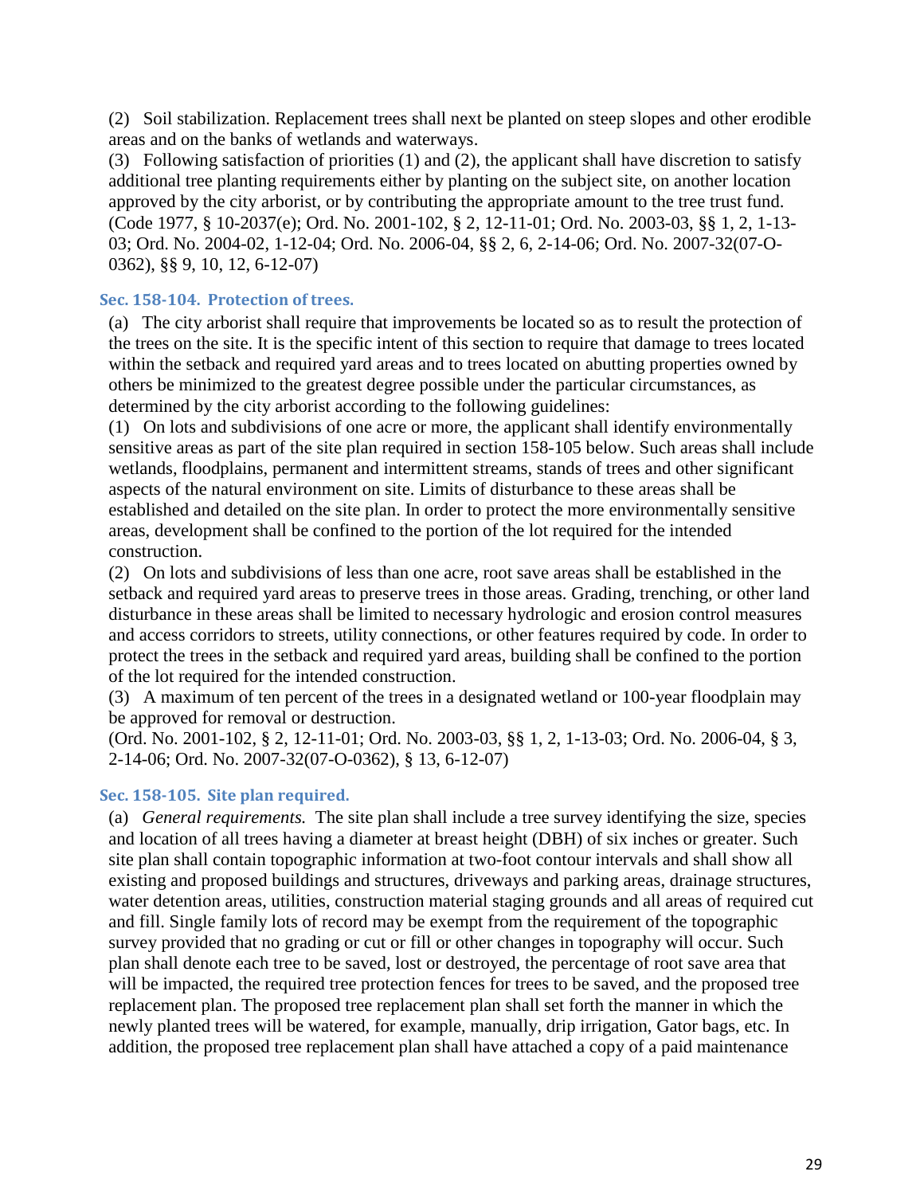(2) Soil stabilization. Replacement trees shall next be planted on steep slopes and other erodible areas and on the banks of wetlands and waterways.

(3) Following satisfaction of priorities (1) and (2), the applicant shall have discretion to satisfy additional tree planting requirements either by planting on the subject site, on another location approved by the city arborist, or by contributing the appropriate amount to the tree trust fund.

(Code 1977, § 10-2037(e); Ord. No. 2001-102, § 2, 12-11-01; Ord. No. 2003-03, §§ 1, 2, 1-13-03; Ord. No. 2004-02, 1-12-04; Ord. No. 2006-04, §§ 2, 6, 2-14-06; Ord. No. 2007-32(07-O-0362), §§ 9, 10, 12, 6-12-07)

### Sec. 158-104. Protection of trees.

(a) The city arborist shall require that improvements be located so as to result the protection of the trees on the site. It is the specific intent of this section to require that damage to trees located within the setback and required yard areas and to trees located on abutting properties owned by others be minimized to the greatest degree possible under the particular circumstances, as determined by the city arborist according to the following guidelines:

(1) On lots and subdivisions of one acre or more, the applicant shall identify environmentally sensitive areas as part of the site plan required in section 158-105 below. Such areas shall include wetlands, floodplains, permanent and intermittent streams, stands of trees and other significant aspects of the natural environment on site. Limits of disturbance to these areas shall be established and detailed on the site plan. In order to protect the more environmentally sensitive areas, development shall be confined to the portion of the lot required for the intended construction.

(2) On lots and subdivisions of less than one acre, root save areas shall be established in the setback and required yard areas to preserve trees in those areas. Grading, trenching, or other land disturbance in these areas shall be limited to necessary hydrologic and erosion control measures and access corridors to streets, utility connections, or other features required by code. In order to protect the trees in the setback and required yard areas, building shall be confined to the portion of the lot required for the intended construction.

(3) A maximum of ten percent of the trees in a designated wetland or 100-year floodplain may be approved for removal or destruction.

(Ord. No. 2001-102, § 2, 12-11-01; Ord. No. 2003-03, §§ 1, 2, 1-13-03; Ord. No. 2006-04, § 3, 2-14-06; Ord. No. 2007-32(07-O-0362), § 13, 6-12-07)

### Sec. 158-105. Site plan required.

(a) *General requirements.* The site plan shall include a tree survey identifying the size, species and location of all trees having a diameter at breast height (DBH) of six inches or greater. Such site plan shall contain topographic information at two-foot contour intervals and shall show all existing and proposed buildings and structures, driveways and parking areas, drainage structures, water detention areas, utilities, construction material staging grounds and all areas of required cut and fill. Single family lots of record may be exempt from the requirement of the topographic survey provided that no grading or cut or fill or other changes in topography will occur. Such plan shall denote each tree to be saved, lost or destroyed, the percentage of root save area that will be impacted, the required tree protection fences for trees to be saved, and the proposed tree replacement plan. The proposed tree replacement plan shall set forth the manner in which the newly planted trees will be watered, for example, manually, drip irrigation, Gator bags, etc. In addition, the proposed tree replacement plan shall have attached a copy of a paid maintenance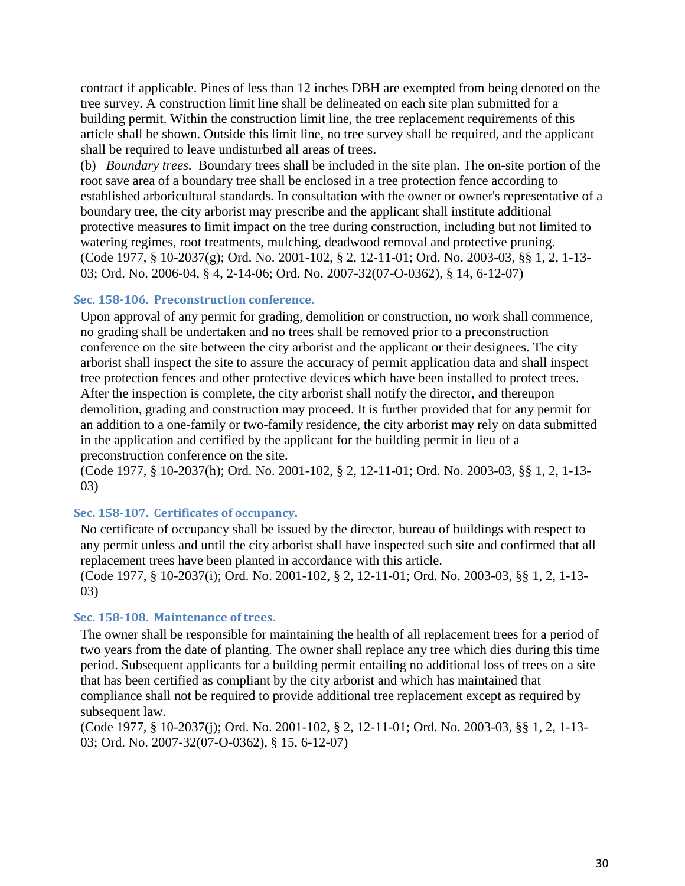contract if applicable. Pines of less than 12 inches DBH are exempted from being denoted on the tree survey. A construction limit line shall be delineated on each site plan submitted for a building permit. Within the construction limit line, the tree replacement requirements of this article shall be shown. Outside this limit line, no tree survey shall be required, and the applicant shall be required to leave undisturbed all areas of trees.

(b) *Boundary trees.* Boundary trees shall be included in the site plan. The on-site portion of the root save area of a boundary tree shall be enclosed in a tree protection fence according to established arboricultural standards. In consultation with the owner or owner's representative of a boundary tree, the city arborist may prescribe and the applicant shall institute additional protective measures to limit impact on the tree during construction, including but not limited to watering regimes, root treatments, mulching, deadwood removal and protective pruning.

(Code 1977, § 10-2037(g); Ord. No. 2001-102, § 2, 12-11-01; Ord. No. 2003-03, §§ 1, 2, 1-13-03; Ord. No. 2006-04, § 4, 2-14-06; Ord. No. 2007-32(07-O-0362), § 14, 6-12-07)

### Sec. 158-106. Preconstruction conference.

Upon approval of any permit for grading, demolition or construction, no work shall commence, no grading shall be undertaken and no trees shall be removed prior to a preconstruction conference on the site between the city arborist and the applicant or their designees. The city arborist shall inspect the site to assure the accuracy of permit application data and shall inspect tree protection fences and other protective devices which have been installed to protect trees. After the inspection is complete, the city arborist shall notify the director, and thereupon demolition, grading and construction may proceed. It is further provided that for any permit for an addition to a one-family or two-family residence, the city arborist may rely on data submitted in the application and certified by the applicant for the building permit in lieu of a preconstruction conference on the site.

(Code 1977, § 10-2037(h); Ord. No. 2001-102, § 2, 12-11-01; Ord. No. 2003-03, §§ 1, 2, 1-13-03)

### Sec. 158-107. Certificates of occupancy.

No certificate of occupancy shall be issued by the director, bureau of buildings with respect to any permit unless and until the city arborist shall have inspected such site and confirmed that all replacement trees have been planted in accordance with this article.

(Code 1977, § 10-2037(i); Ord. No. 2001-102, § 2, 12-11-01; Ord. No. 2003-03, §§ 1, 2, 1-13-03)

### Sec. 158-108. Maintenance of trees.

The owner shall be responsible for maintaining the health of all replacement trees for a period of two years from the date of planting. The owner shall replace any tree which dies during this time period. Subsequent applicants for a building permit entailing no additional loss of trees on a site that has been certified as compliant by the city arborist and which has maintained that compliance shall not be required to provide additional tree replacement except as required by subsequent law.

(Code 1977, § 10-2037(j); Ord. No. 2001-102, § 2, 12-11-01; Ord. No. 2003-03, §§ 1, 2, 1-13-03; Ord. No. 2007-32(07-O-0362), § 15, 6-12-07)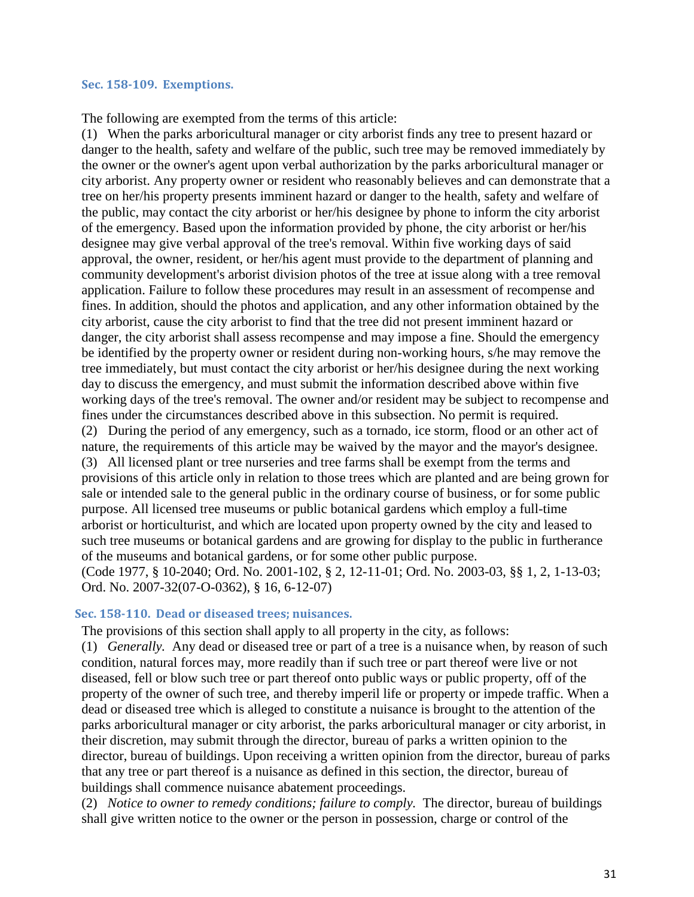### Sec. 158-109. Exemptions.

The following are exempted from the terms of this article:

(1) When the parks arboricultural manager or city arborist finds any tree to present hazard or danger to the health, safety and welfare of the public, such tree may be removed immediately by the owner or the owner's agent upon verbal authorization by the parks arboricultural manager or city arborist. Any property owner or resident who reasonably believes and can demonstrate that a tree on her/his property presents imminent hazard or danger to the health, safety and welfare of the public, may contact the city arborist or her/his designee by phone to inform the city arborist of the emergency. Based upon the information provided by phone, the city arborist or her/his designee may give verbal approval of the tree's removal. Within five working days of said approval, the owner, resident, or her/his agent must provide to the department of planning and community development's arborist division photos of the tree at issue along with a tree removal application. Failure to follow these procedures may result in an assessment of recompense and fines. In addition, should the photos and application, and any other information obtained by the city arborist, cause the city arborist to find that the tree did not present imminent hazard or danger, the city arborist shall assess recompense and may impose a fine. Should the emergency be identified by the property owner or resident during non-working hours, s/he may remove the tree immediately, but must contact the city arborist or her/his designee during the next working day to discuss the emergency, and must submit the information described above within five working days of the tree's removal. The owner and/or resident may be subject to recompense and fines under the circumstances described above in this subsection. No permit is required.

(2) During the period of any emergency, such as a tornado, ice storm, flood or an other act of nature, the requirements of this article may be waived by the mayor and the mayor's designee.

(3) All licensed plant or tree nurseries and tree farms shall be exempt from the terms and provisions of this article only in relation to those trees which are planted and are being grown for sale or intended sale to the general public in the ordinary course of business, or for some public purpose. All licensed tree museums or public botanical gardens which employ a full-time arborist or horticulturist, and which are located upon property owned by the city and leased to such tree museums or botanical gardens and are growing for display to the public in furtherance of the museums and botanical gardens, or for some other public purpose.

(Code 1977, § 10-2040; Ord. No. 2001-102, § 2, 12-11-01; Ord. No. 2003-03, §§ 1, 2, 1-13-03; Ord. No. 2007-32(07-O-0362), § 16, 6-12-07)

### Sec. 158-110. Dead or diseased trees; nuisances.

The provisions of this section shall apply to all property in the city, as follows:

(1) *Generally.* Any dead or diseased tree or part of a tree is a nuisance when, by reason of such condition, natural forces may, more readily than if such tree or part thereof were live or not diseased, fell or blow such tree or part thereof onto public ways or public property, off of the property of the owner of such tree, and thereby imperil life or property or impede traffic. When a dead or diseased tree which is alleged to constitute a nuisance is brought to the attention of the parks arboricultural manager or city arborist, the parks arboricultural manager or city arborist, in their discretion, may submit through the director, bureau of parks a written opinion to the director, bureau of buildings. Upon receiving a written opinion from the director, bureau of parks that any tree or part thereof is a nuisance as defined in this section, the director, bureau of buildings shall commence nuisance abatement proceedings.

(2) *Notice to owner to remedy conditions; failure to comply.* The director, bureau of buildings shall give written notice to the owner or the person in possession, charge or control of the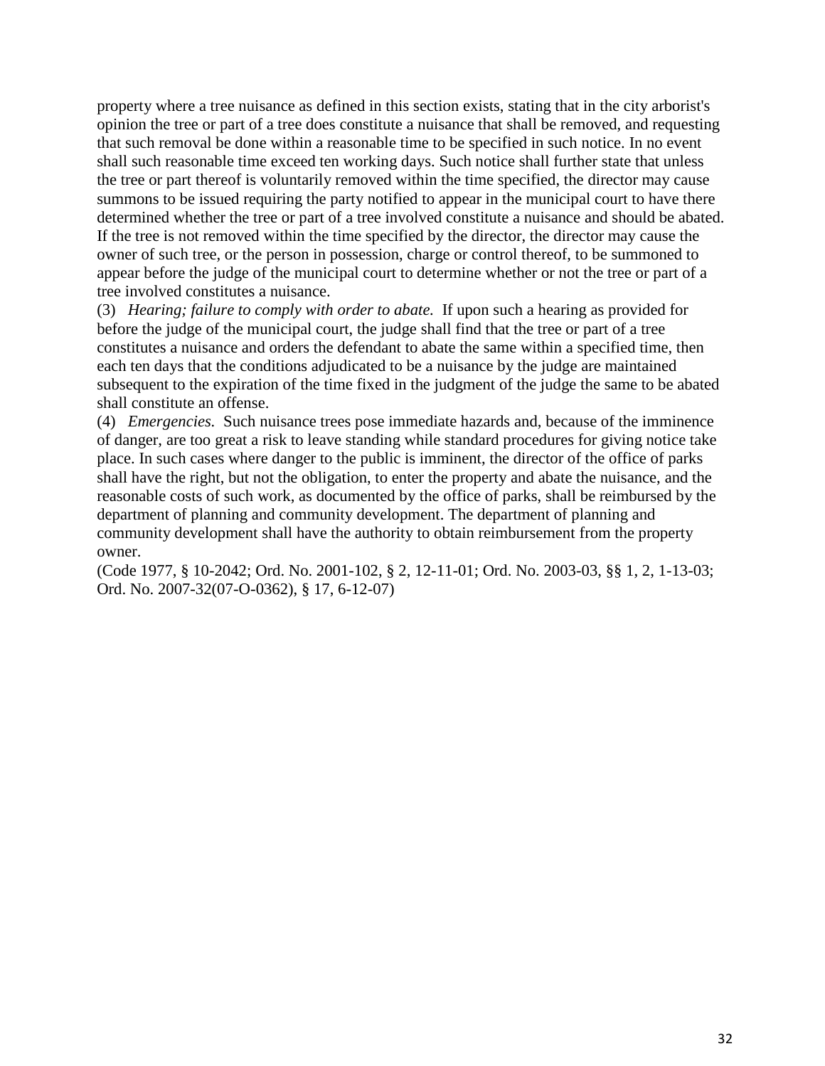property where a tree nuisance as defined in this section exists, stating that in the city arborist's opinion the tree or part of a tree does constitute a nuisance that shall be removed, and requesting that such removal be done within a reasonable time to be specified in such notice. In no event shall such reasonable time exceed ten working days. Such notice shall further state that unless the tree or part thereof is voluntarily removed within the time specified, the director may cause summons to be issued requiring the party notified to appear in the municipal court to have there determined whether the tree or part of a tree involved constitute a nuisance and should be abated. If the tree is not removed within the time specified by the director, the director may cause the owner of such tree, or the person in possession, charge or control thereof, to be summoned to appear before the judge of the municipal court to determine whether or not the tree or part of a tree involved constitutes a nuisance.

(3) *Hearing; failure to comply with order to abate.* If upon such a hearing as provided for before the judge of the municipal court, the judge shall find that the tree or part of a tree constitutes a nuisance and orders the defendant to abate the same within a specified time, then each ten days that the conditions adjudicated to be a nuisance by the judge are maintained subsequent to the expiration of the time fixed in the judgment of the judge the same to be abated shall constitute an offense.

(4) *Emergencies.* Such nuisance trees pose immediate hazards and, because of the imminence of danger, are too great a risk to leave standing while standard procedures for giving notice take place. In such cases where danger to the public is imminent, the director of the office of parks shall have the right, but not the obligation, to enter the property and abate the nuisance, and the reasonable costs of such work, as documented by the office of parks, shall be reimbursed by the department of planning and community development. The department of planning and community development shall have the authority to obtain reimbursement from the property owner.

(Code 1977, § 10-2042; Ord. No. 2001-102, § 2, 12-11-01; Ord. No. 2003-03, §§ 1, 2, 1-13-03; Ord. No. 2007-32(07-O-0362), § 17, 6-12-07)